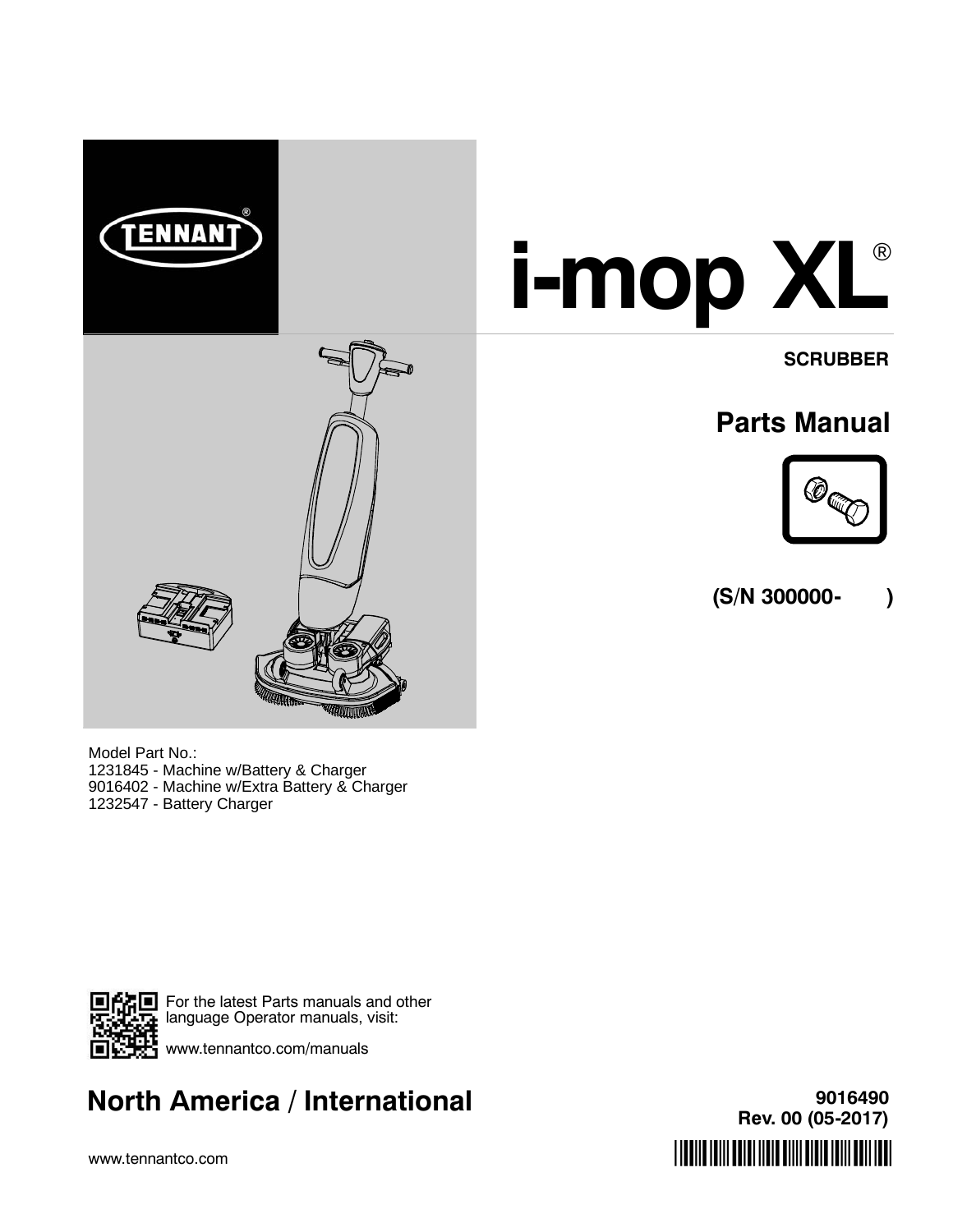TENNANT®

# i-mop XL®

**SCRUBBER**

## Parts Manual

**(S/N 300000-        )**

Model Part No.:
1231845 - Machine w/Battery & Charger
9016402 - Machine w/Extra Battery & Charger
1232547 - Battery Charger

For the latest Parts manuals and other language Operator manuals, visit:

www.tennantco.com/manuals

## North America / International

**9016490**
**Rev. 00 (05-2017)**

www.tennantco.com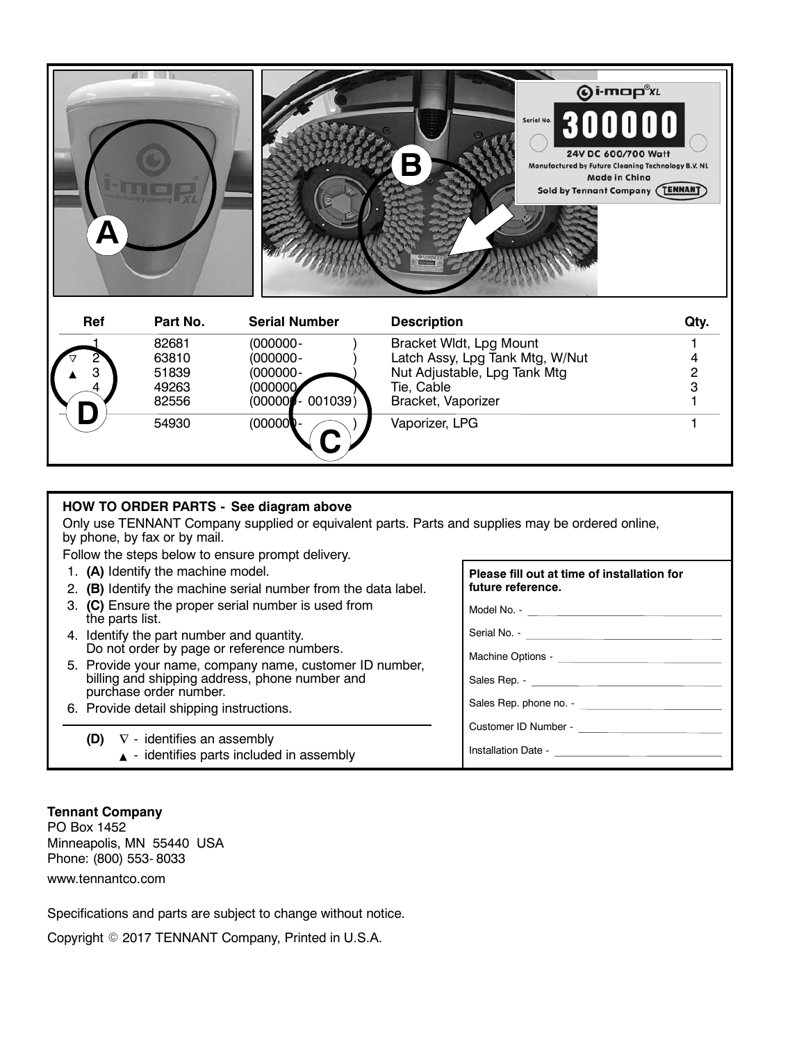| Ref | Part No. | Serial Number | Description | Qty. |
|---|---|---|---|---|
| 1 | 82681 | (000000- ) | Bracket Wldt, Lpg Mount | 1 |
| ▽ 2 | 63810 | (000000- ) | Latch Assy, Lpg Tank Mtg, W/Nut | 4 |
| ▲ 3 | 51839 | (000000- ) | Nut Adjustable, Lpg Tank Mtg | 2 |
| 4 | 49263 | (000000- ) | Tie, Cable | 3 |
| 5 | 82556 | (000000- 001039) | Bracket, Vaporizer | 1 |
|  | 54930 | (000000- ) | Vaporizer, LPG | 1 |

**HOW TO ORDER PARTS - See diagram above**

Only use TENNANT Company supplied or equivalent parts. Parts and supplies may be ordered online, by phone, by fax or by mail.

Follow the steps below to ensure prompt delivery.

1. **(A)** Identify the machine model.
2. **(B)** Identify the machine serial number from the data label.
3. **(C)** Ensure the proper serial number is used from the parts list.
4. Identify the part number and quantity. Do not order by page or reference numbers.
5. Provide your name, company name, customer ID number, billing and shipping address, phone number and purchase order number.
6. Provide detail shipping instructions.

**(D)** ∇ - identifies an assembly
▲ - identifies parts included in assembly

**Please fill out at time of installation for future reference.**

Model No. - ______________________

Serial No. - ______________________

Machine Options - ______________________

Sales Rep. - ______________________

Sales Rep. phone no. - ______________________

Customer ID Number - ______________________

Installation Date - ______________________

**Tennant Company**
PO Box 1452
Minneapolis, MN 55440 USA
Phone: (800) 553- 8033
www.tennantco.com

Specifications and parts are subject to change without notice.

Copyright © 2017 TENNANT Company, Printed in U.S.A.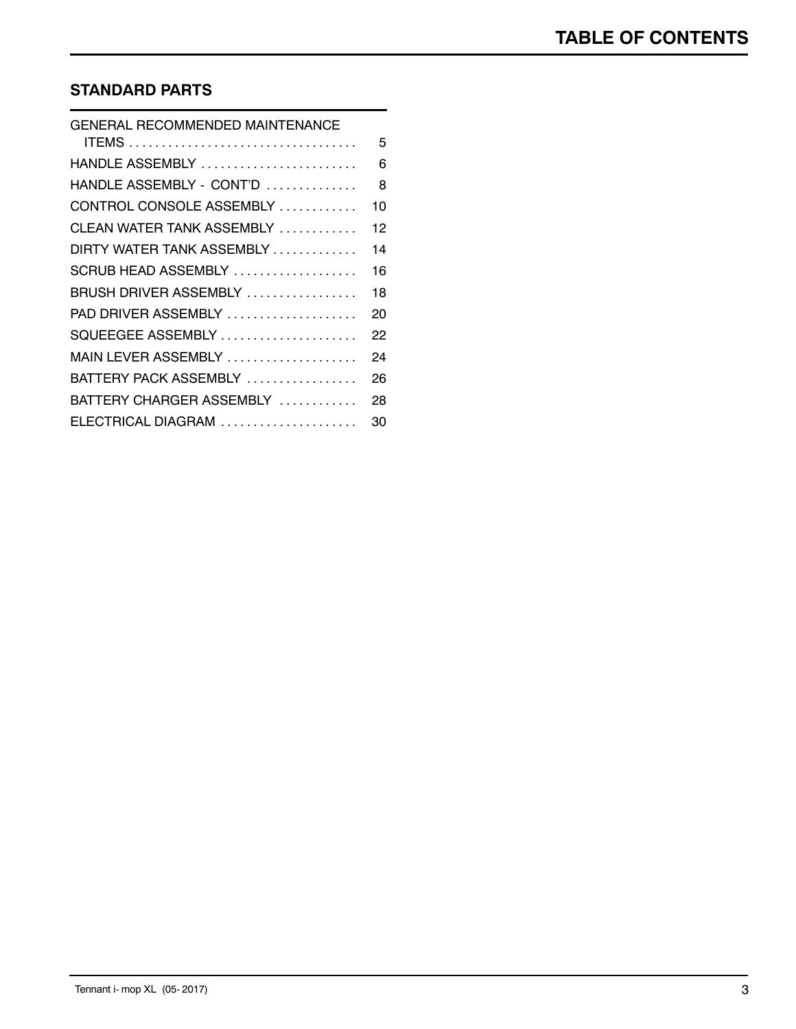# TABLE OF CONTENTS

## STANDARD PARTS

| | |
|---|---|
| GENERAL RECOMMENDED MAINTENANCE ITEMS | 5 |
| HANDLE ASSEMBLY | 6 |
| HANDLE ASSEMBLY - CONT'D | 8 |
| CONTROL CONSOLE ASSEMBLY | 10 |
| CLEAN WATER TANK ASSEMBLY | 12 |
| DIRTY WATER TANK ASSEMBLY | 14 |
| SCRUB HEAD ASSEMBLY | 16 |
| BRUSH DRIVER ASSEMBLY | 18 |
| PAD DRIVER ASSEMBLY | 20 |
| SQUEEGEE ASSEMBLY | 22 |
| MAIN LEVER ASSEMBLY | 24 |
| BATTERY PACK ASSEMBLY | 26 |
| BATTERY CHARGER ASSEMBLY | 28 |
| ELECTRICAL DIAGRAM | 30 |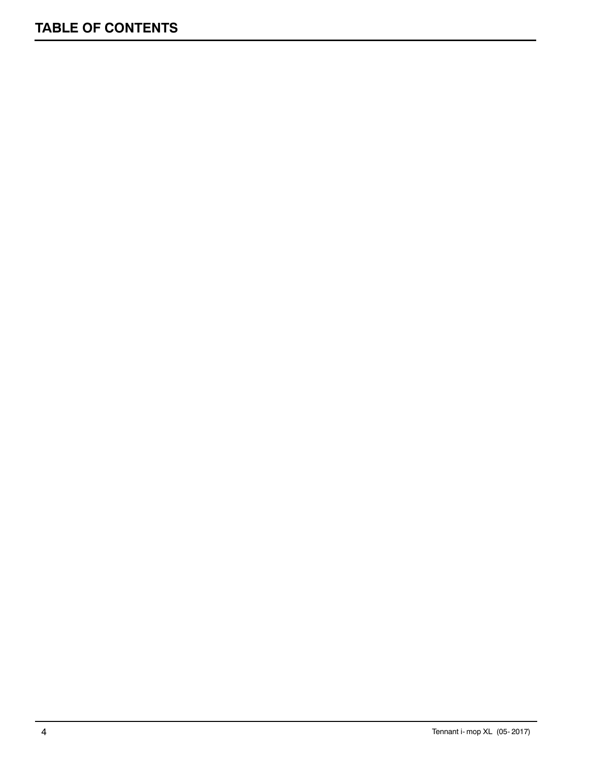# TABLE OF CONTENTS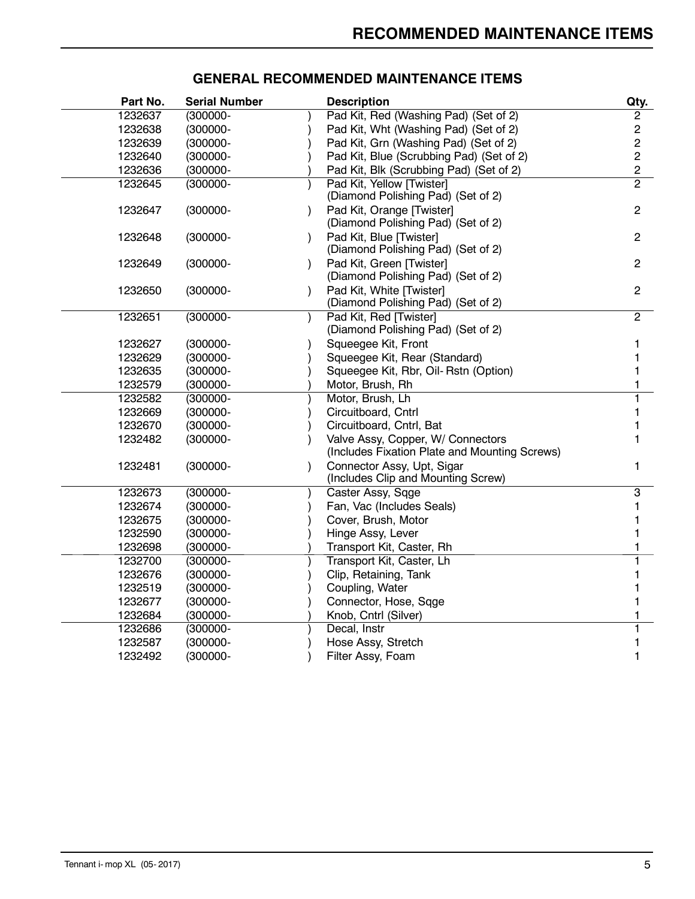## GENERAL RECOMMENDED MAINTENANCE ITEMS

| Part No. | Serial Number | Description | Qty. |
|---|---|---|---|
| 1232637 | (300000- ) | Pad Kit, Red (Washing Pad) (Set of 2) | 2 |
| 1232638 | (300000- ) | Pad Kit, Wht (Washing Pad) (Set of 2) | 2 |
| 1232639 | (300000- ) | Pad Kit, Grn (Washing Pad) (Set of 2) | 2 |
| 1232640 | (300000- ) | Pad Kit, Blue (Scrubbing Pad) (Set of 2) | 2 |
| 1232636 | (300000- ) | Pad Kit, Blk (Scrubbing Pad) (Set of 2) | 2 |
| 1232645 | (300000- ) | Pad Kit, Yellow [Twister] (Diamond Polishing Pad) (Set of 2) | 2 |
| 1232647 | (300000- ) | Pad Kit, Orange [Twister] (Diamond Polishing Pad) (Set of 2) | 2 |
| 1232648 | (300000- ) | Pad Kit, Blue [Twister] (Diamond Polishing Pad) (Set of 2) | 2 |
| 1232649 | (300000- ) | Pad Kit, Green [Twister] (Diamond Polishing Pad) (Set of 2) | 2 |
| 1232650 | (300000- ) | Pad Kit, White [Twister] (Diamond Polishing Pad) (Set of 2) | 2 |
| 1232651 | (300000- ) | Pad Kit, Red [Twister] (Diamond Polishing Pad) (Set of 2) | 2 |
| 1232627 | (300000- ) | Squeegee Kit, Front | 1 |
| 1232629 | (300000- ) | Squeegee Kit, Rear (Standard) | 1 |
| 1232635 | (300000- ) | Squeegee Kit, Rbr, Oil- Rstn (Option) | 1 |
| 1232579 | (300000- ) | Motor, Brush, Rh | 1 |
| 1232582 | (300000- ) | Motor, Brush, Lh | 1 |
| 1232669 | (300000- ) | Circuitboard, Cntrl | 1 |
| 1232670 | (300000- ) | Circuitboard, Cntrl, Bat | 1 |
| 1232482 | (300000- ) | Valve Assy, Copper, W/ Connectors (Includes Fixation Plate and Mounting Screws) | 1 |
| 1232481 | (300000- ) | Connector Assy, Upt, Sigar (Includes Clip and Mounting Screw) | 1 |
| 1232673 | (300000- ) | Caster Assy, Sqge | 3 |
| 1232674 | (300000- ) | Fan, Vac (Includes Seals) | 1 |
| 1232675 | (300000- ) | Cover, Brush, Motor | 1 |
| 1232590 | (300000- ) | Hinge Assy, Lever | 1 |
| 1232698 | (300000- ) | Transport Kit, Caster, Rh | 1 |
| 1232700 | (300000- ) | Transport Kit, Caster, Lh | 1 |
| 1232676 | (300000- ) | Clip, Retaining, Tank | 1 |
| 1232519 | (300000- ) | Coupling, Water | 1 |
| 1232677 | (300000- ) | Connector, Hose, Sqge | 1 |
| 1232684 | (300000- ) | Knob, Cntrl (Silver) | 1 |
| 1232686 | (300000- ) | Decal, Instr | 1 |
| 1232587 | (300000- ) | Hose Assy, Stretch | 1 |
| 1232492 | (300000- ) | Filter Assy, Foam | 1 |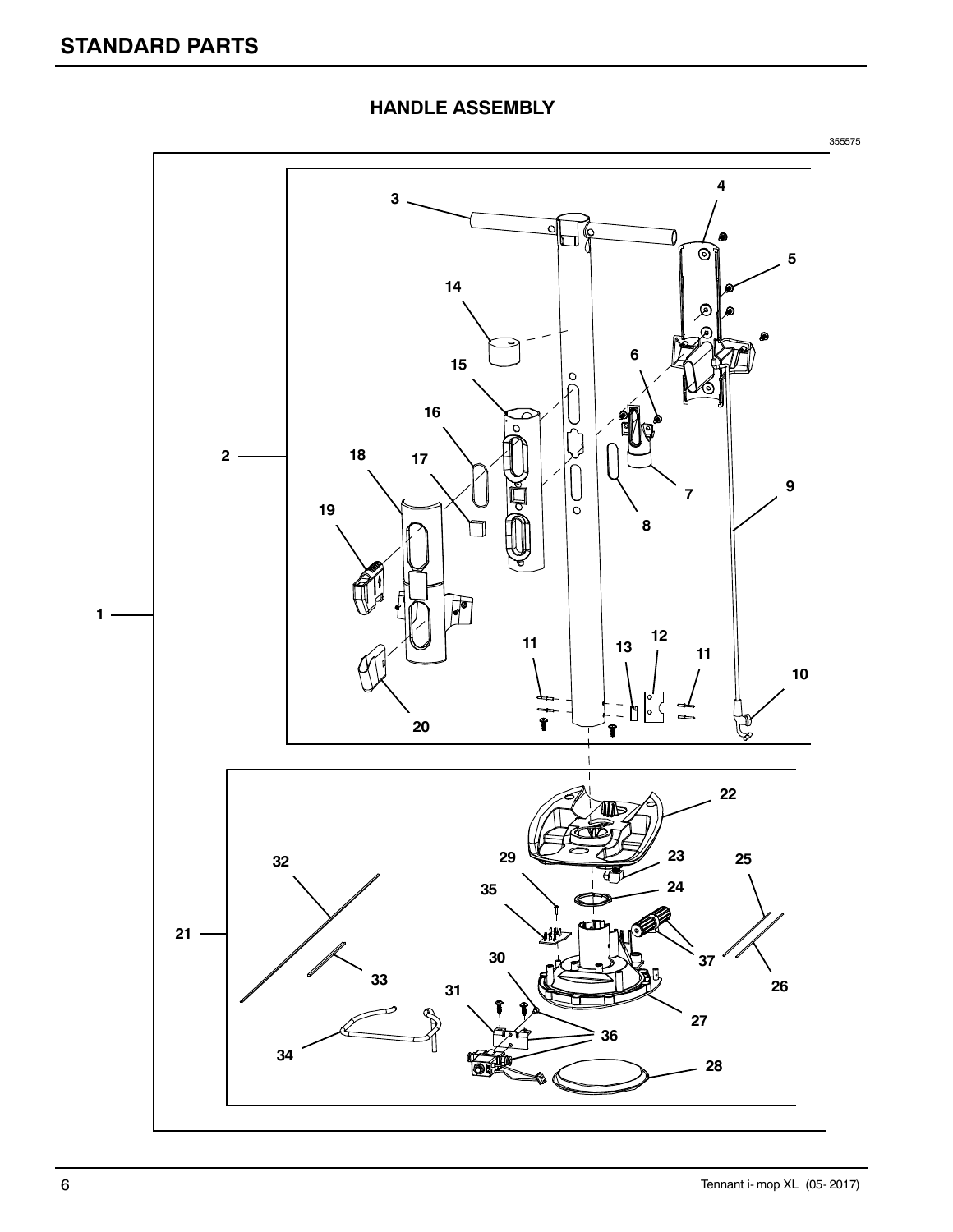## STANDARD PARTS

### HANDLE ASSEMBLY

355575

1

2

3

4

5

6

7

8

9

10

11

12

13

14

15

16

17

18

19

20

21

22

23

24

25

26

27

28

29

30

31

32

33

34

35

36

37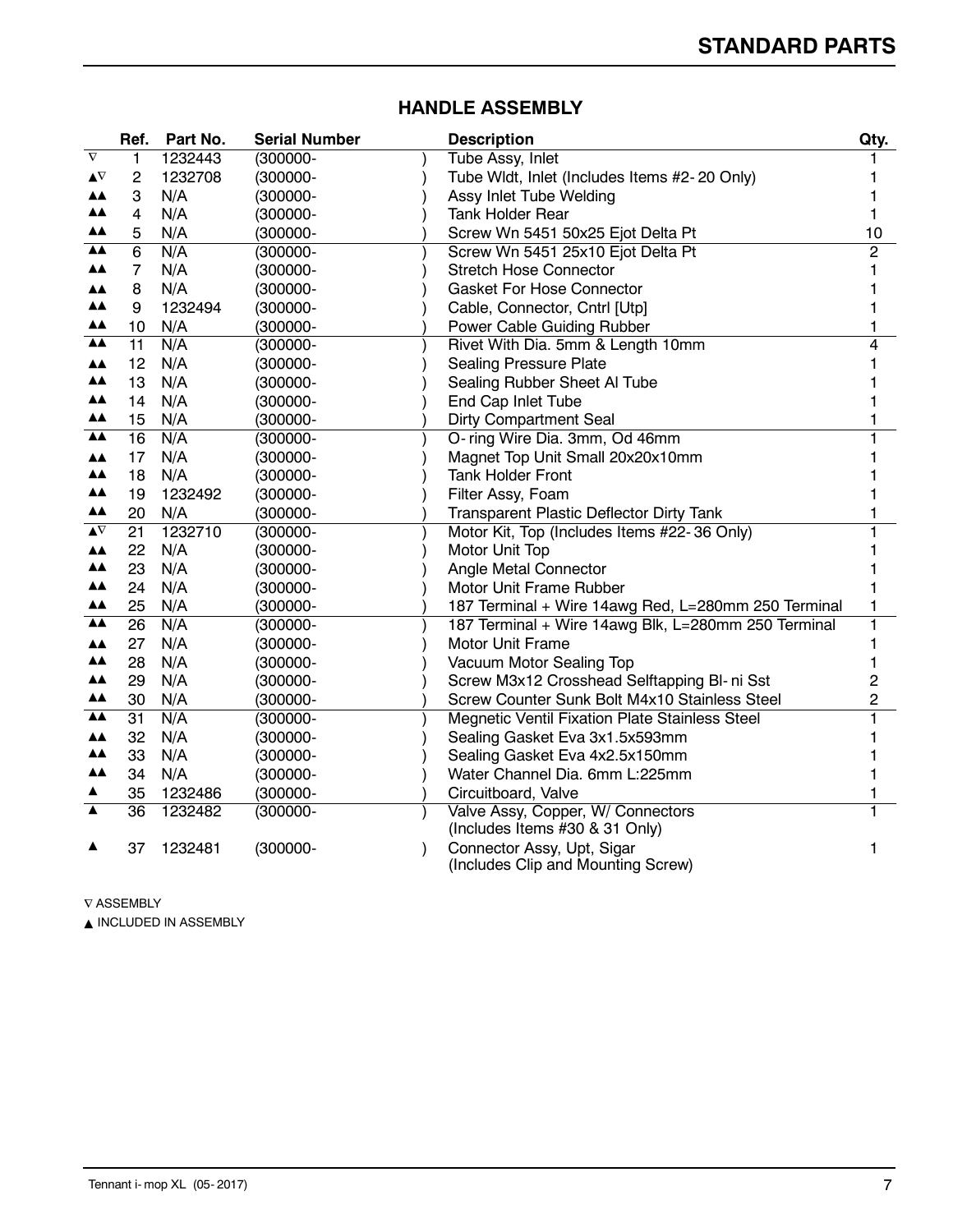## HANDLE ASSEMBLY

| | Ref. | Part No. | Serial Number | Description | Qty. |
|---|---|---|---|---|---|
| ∇ | 1 | 1232443 | (300000- ) | Tube Assy, Inlet | 1 |
| ▲∇ | 2 | 1232708 | (300000- ) | Tube Wldt, Inlet (Includes Items #2- 20 Only) | 1 |
| ▲▲ | 3 | N/A | (300000- ) | Assy Inlet Tube Welding | 1 |
| ▲▲ | 4 | N/A | (300000- ) | Tank Holder Rear | 1 |
| ▲▲ | 5 | N/A | (300000- ) | Screw Wn 5451 50x25 Ejot Delta Pt | 10 |
| ▲▲ | 6 | N/A | (300000- ) | Screw Wn 5451 25x10 Ejot Delta Pt | 2 |
| ▲▲ | 7 | N/A | (300000- ) | Stretch Hose Connector | 1 |
| ▲▲ | 8 | N/A | (300000- ) | Gasket For Hose Connector | 1 |
| ▲▲ | 9 | 1232494 | (300000- ) | Cable, Connector, Cntrl [Utp] | 1 |
| ▲▲ | 10 | N/A | (300000- ) | Power Cable Guiding Rubber | 1 |
| ▲▲ | 11 | N/A | (300000- ) | Rivet With Dia. 5mm & Length 10mm | 4 |
| ▲▲ | 12 | N/A | (300000- ) | Sealing Pressure Plate | 1 |
| ▲▲ | 13 | N/A | (300000- ) | Sealing Rubber Sheet Al Tube | 1 |
| ▲▲ | 14 | N/A | (300000- ) | End Cap Inlet Tube | 1 |
| ▲▲ | 15 | N/A | (300000- ) | Dirty Compartment Seal | 1 |
| ▲▲ | 16 | N/A | (300000- ) | O- ring Wire Dia. 3mm, Od 46mm | 1 |
| ▲▲ | 17 | N/A | (300000- ) | Magnet Top Unit Small 20x20x10mm | 1 |
| ▲▲ | 18 | N/A | (300000- ) | Tank Holder Front | 1 |
| ▲▲ | 19 | 1232492 | (300000- ) | Filter Assy, Foam | 1 |
| ▲▲ | 20 | N/A | (300000- ) | Transparent Plastic Deflector Dirty Tank | 1 |
| ▲∇ | 21 | 1232710 | (300000- ) | Motor Kit, Top (Includes Items #22- 36 Only) | 1 |
| ▲▲ | 22 | N/A | (300000- ) | Motor Unit Top | 1 |
| ▲▲ | 23 | N/A | (300000- ) | Angle Metal Connector | 1 |
| ▲▲ | 24 | N/A | (300000- ) | Motor Unit Frame Rubber | 1 |
| ▲▲ | 25 | N/A | (300000- ) | 187 Terminal + Wire 14awg Red, L=280mm 250 Terminal | 1 |
| ▲▲ | 26 | N/A | (300000- ) | 187 Terminal + Wire 14awg Blk, L=280mm 250 Terminal | 1 |
| ▲▲ | 27 | N/A | (300000- ) | Motor Unit Frame | 1 |
| ▲▲ | 28 | N/A | (300000- ) | Vacuum Motor Sealing Top | 1 |
| ▲▲ | 29 | N/A | (300000- ) | Screw M3x12 Crosshead Selftapping Bl- ni Sst | 2 |
| ▲▲ | 30 | N/A | (300000- ) | Screw Counter Sunk Bolt M4x10 Stainless Steel | 2 |
| ▲▲ | 31 | N/A | (300000- ) | Megnetic Ventil Fixation Plate Stainless Steel | 1 |
| ▲▲ | 32 | N/A | (300000- ) | Sealing Gasket Eva 3x1.5x593mm | 1 |
| ▲▲ | 33 | N/A | (300000- ) | Sealing Gasket Eva 4x2.5x150mm | 1 |
| ▲▲ | 34 | N/A | (300000- ) | Water Channel Dia. 6mm L:225mm | 1 |
| ▲ | 35 | 1232486 | (300000- ) | Circuitboard, Valve | 1 |
| ▲ | 36 | 1232482 | (300000- ) | Valve Assy, Copper, W/ Connectors (Includes Items #30 & 31 Only) | 1 |
| ▲ | 37 | 1232481 | (300000- ) | Connector Assy, Upt, Sigar (Includes Clip and Mounting Screw) | 1 |

∇ ASSEMBLY

▲ INCLUDED IN ASSEMBLY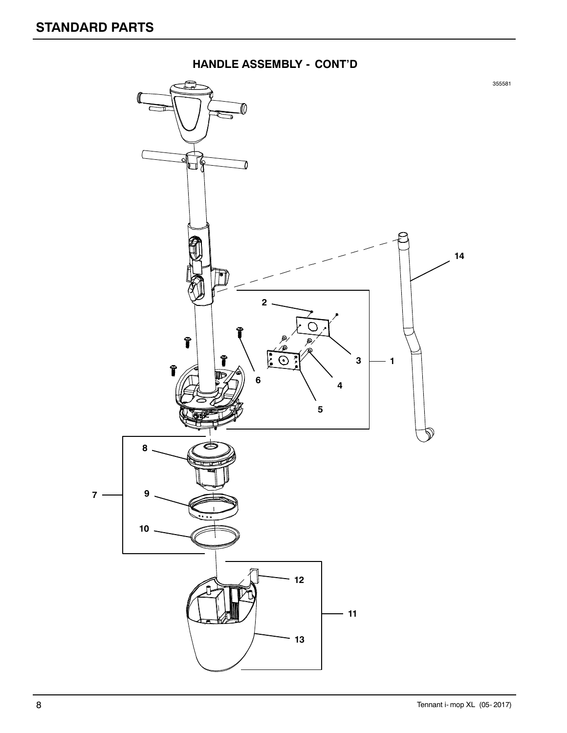# STANDARD PARTS

## HANDLE ASSEMBLY - CONT'D

355581

2

14

3

1

6

4

5

8

7

9

10

12

11

13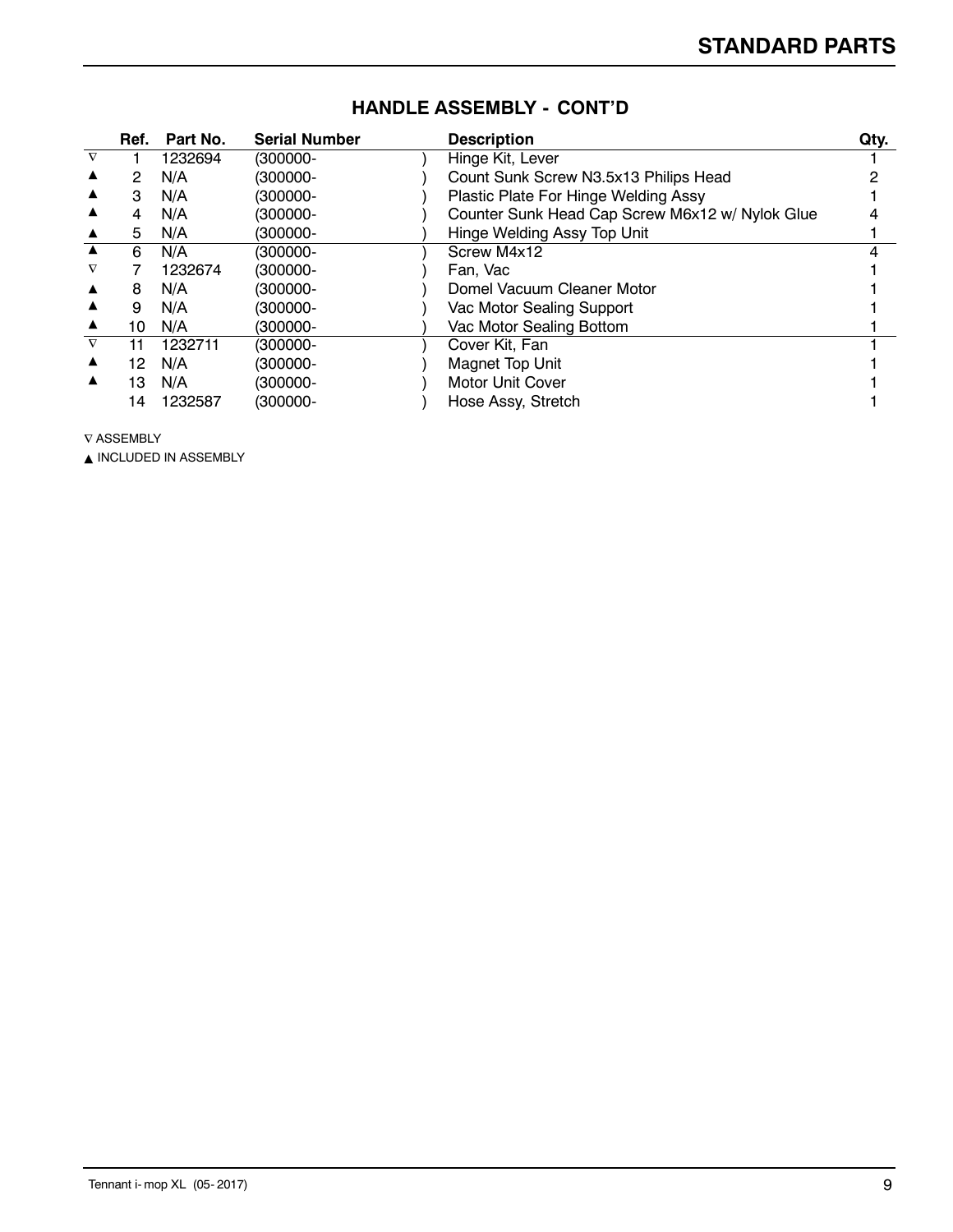## STANDARD PARTS

### HANDLE ASSEMBLY - CONT'D

| | Ref. | Part No. | Serial Number | Description | Qty. |
|---|---|---|---|---|---|
| ∇ | 1 | 1232694 | (300000- ) | Hinge Kit, Lever | 1 |
| ▲ | 2 | N/A | (300000- ) | Count Sunk Screw N3.5x13 Philips Head | 2 |
| ▲ | 3 | N/A | (300000- ) | Plastic Plate For Hinge Welding Assy | 1 |
| ▲ | 4 | N/A | (300000- ) | Counter Sunk Head Cap Screw M6x12 w/ Nylok Glue | 4 |
| ▲ | 5 | N/A | (300000- ) | Hinge Welding Assy Top Unit | 1 |
| ▲ | 6 | N/A | (300000- ) | Screw M4x12 | 4 |
| ∇ | 7 | 1232674 | (300000- ) | Fan, Vac | 1 |
| ▲ | 8 | N/A | (300000- ) | Domel Vacuum Cleaner Motor | 1 |
| ▲ | 9 | N/A | (300000- ) | Vac Motor Sealing Support | 1 |
| ▲ | 10 | N/A | (300000- ) | Vac Motor Sealing Bottom | 1 |
| ∇ | 11 | 1232711 | (300000- ) | Cover Kit, Fan | 1 |
| ▲ | 12 | N/A | (300000- ) | Magnet Top Unit | 1 |
| ▲ | 13 | N/A | (300000- ) | Motor Unit Cover | 1 |
| | 14 | 1232587 | (300000- ) | Hose Assy, Stretch | 1 |

∇ ASSEMBLY

▲ INCLUDED IN ASSEMBLY

Tennant i-mop XL (05-2017)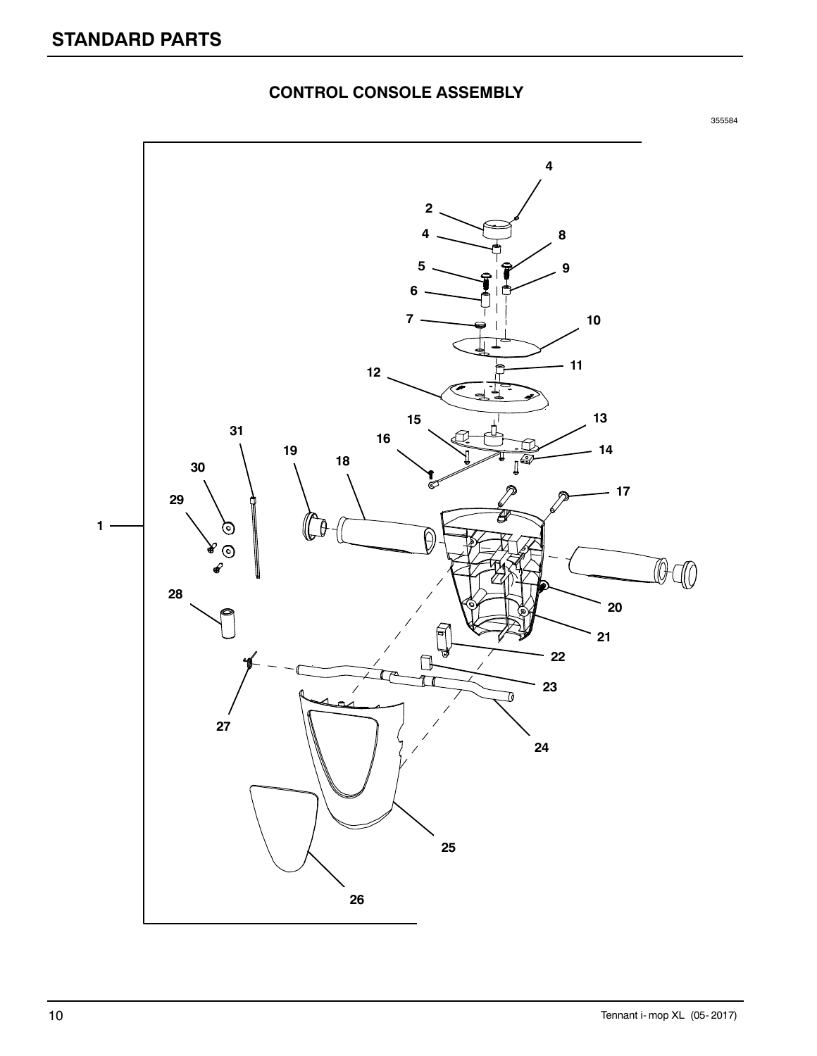## STANDARD PARTS

### CONTROL CONSOLE ASSEMBLY

355584

1
2
4
4
5
6
7
8
9
10
11
12
13
14
15
16
17
18
19
20
21
22
23
24
25
26
27
28
29
30
31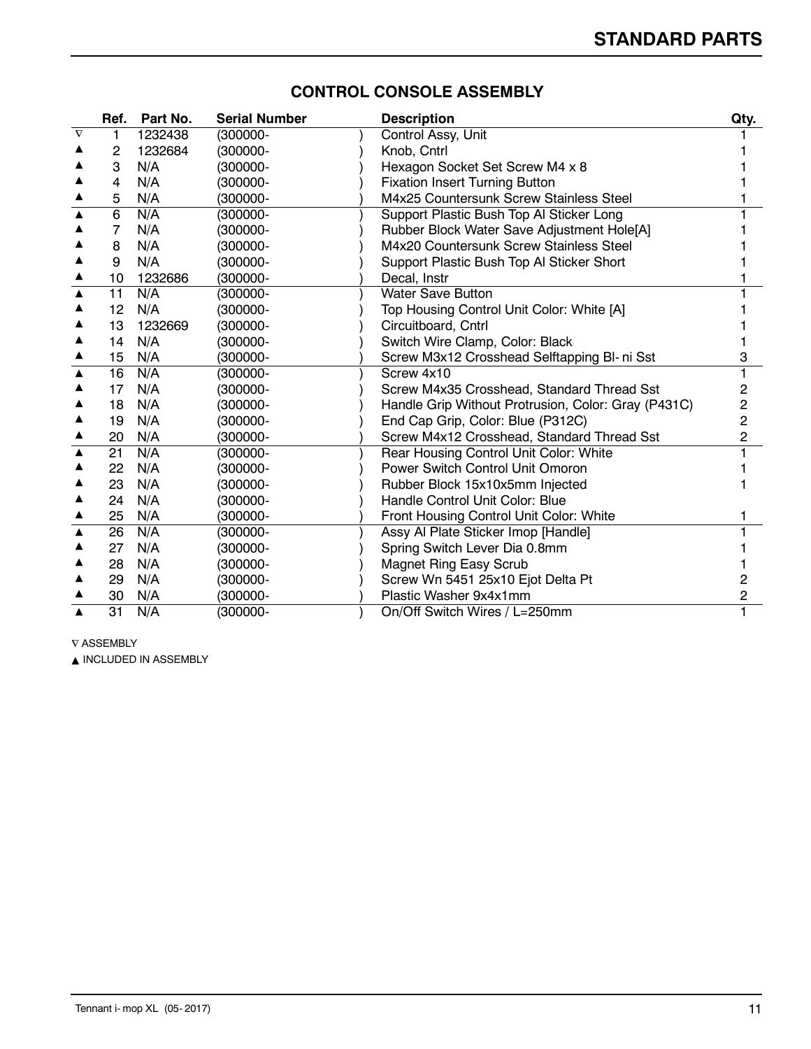## CONTROL CONSOLE ASSEMBLY

| | Ref. | Part No. | Serial Number | | Description | Qty. |
|---|---|---|---|---|---|---|
| ∇ | 1 | 1232438 | (300000- | ) | Control Assy, Unit | 1 |
| ▲ | 2 | 1232684 | (300000- | ) | Knob, Cntrl | 1 |
| ▲ | 3 | N/A | (300000- | ) | Hexagon Socket Set Screw M4 x 8 | 1 |
| ▲ | 4 | N/A | (300000- | ) | Fixation Insert Turning Button | 1 |
| ▲ | 5 | N/A | (300000- | ) | M4x25 Countersunk Screw Stainless Steel | 1 |
| ▲ | 6 | N/A | (300000- | ) | Support Plastic Bush Top Al Sticker Long | 1 |
| ▲ | 7 | N/A | (300000- | ) | Rubber Block Water Save Adjustment Hole[A] | 1 |
| ▲ | 8 | N/A | (300000- | ) | M4x20 Countersunk Screw Stainless Steel | 1 |
| ▲ | 9 | N/A | (300000- | ) | Support Plastic Bush Top Al Sticker Short | 1 |
| ▲ | 10 | 1232686 | (300000- | ) | Decal, Instr | 1 |
| ▲ | 11 | N/A | (300000- | ) | Water Save Button | 1 |
| ▲ | 12 | N/A | (300000- | ) | Top Housing Control Unit Color: White [A] | 1 |
| ▲ | 13 | 1232669 | (300000- | ) | Circuitboard, Cntrl | 1 |
| ▲ | 14 | N/A | (300000- | ) | Switch Wire Clamp, Color: Black | 1 |
| ▲ | 15 | N/A | (300000- | ) | Screw M3x12 Crosshead Selftapping Bl- ni Sst | 3 |
| ▲ | 16 | N/A | (300000- | ) | Screw 4x10 | 1 |
| ▲ | 17 | N/A | (300000- | ) | Screw M4x35 Crosshead, Standard Thread Sst | 2 |
| ▲ | 18 | N/A | (300000- | ) | Handle Grip Without Protrusion, Color: Gray (P431C) | 2 |
| ▲ | 19 | N/A | (300000- | ) | End Cap Grip, Color: Blue (P312C) | 2 |
| ▲ | 20 | N/A | (300000- | ) | Screw M4x12 Crosshead, Standard Thread Sst | 2 |
| ▲ | 21 | N/A | (300000- | ) | Rear Housing Control Unit Color: White | 1 |
| ▲ | 22 | N/A | (300000- | ) | Power Switch Control Unit Omoron | 1 |
| ▲ | 23 | N/A | (300000- | ) | Rubber Block 15x10x5mm Injected | 1 |
| ▲ | 24 | N/A | (300000- | ) | Handle Control Unit Color: Blue | |
| ▲ | 25 | N/A | (300000- | ) | Front Housing Control Unit Color: White | 1 |
| ▲ | 26 | N/A | (300000- | ) | Assy Al Plate Sticker Imop [Handle] | 1 |
| ▲ | 27 | N/A | (300000- | ) | Spring Switch Lever Dia 0.8mm | 1 |
| ▲ | 28 | N/A | (300000- | ) | Magnet Ring Easy Scrub | 1 |
| ▲ | 29 | N/A | (300000- | ) | Screw Wn 5451 25x10 Ejot Delta Pt | 2 |
| ▲ | 30 | N/A | (300000- | ) | Plastic Washer 9x4x1mm | 2 |
| ▲ | 31 | N/A | (300000- | ) | On/Off Switch Wires / L=250mm | 1 |

∇ ASSEMBLY

▲ INCLUDED IN ASSEMBLY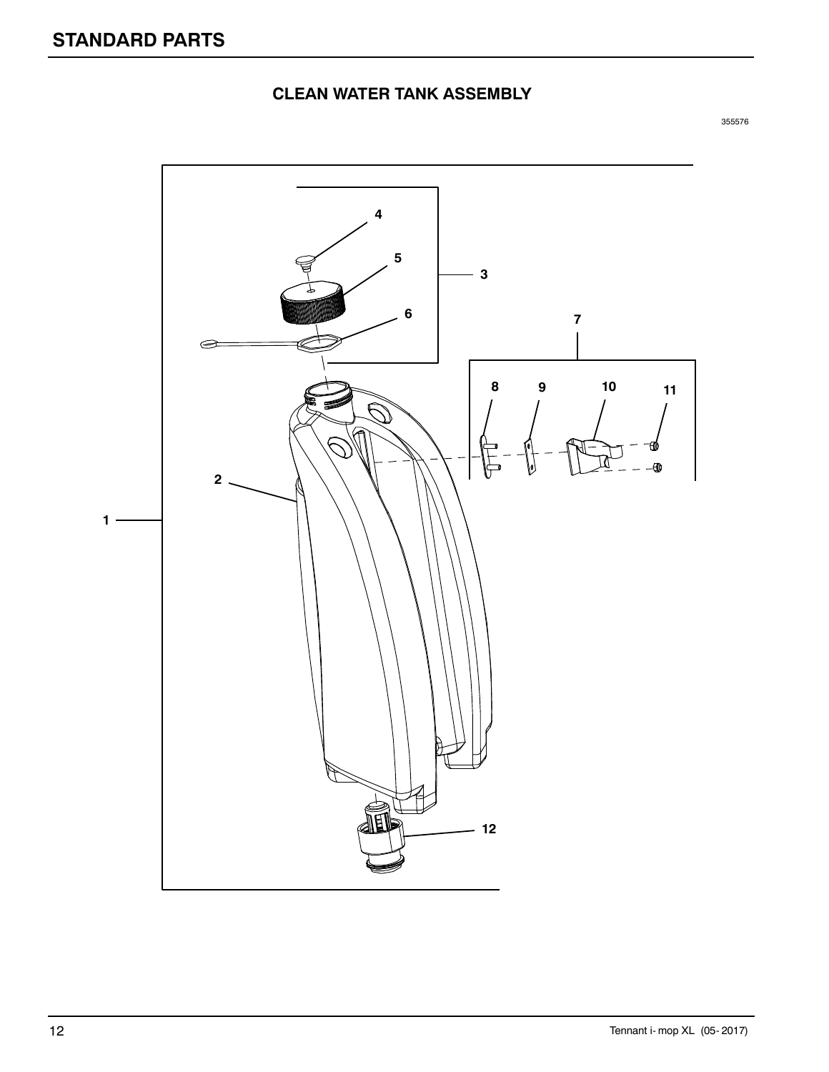## CLEAN WATER TANK ASSEMBLY

355576

1
2
3
4
5
6
7
8
9
10
11
12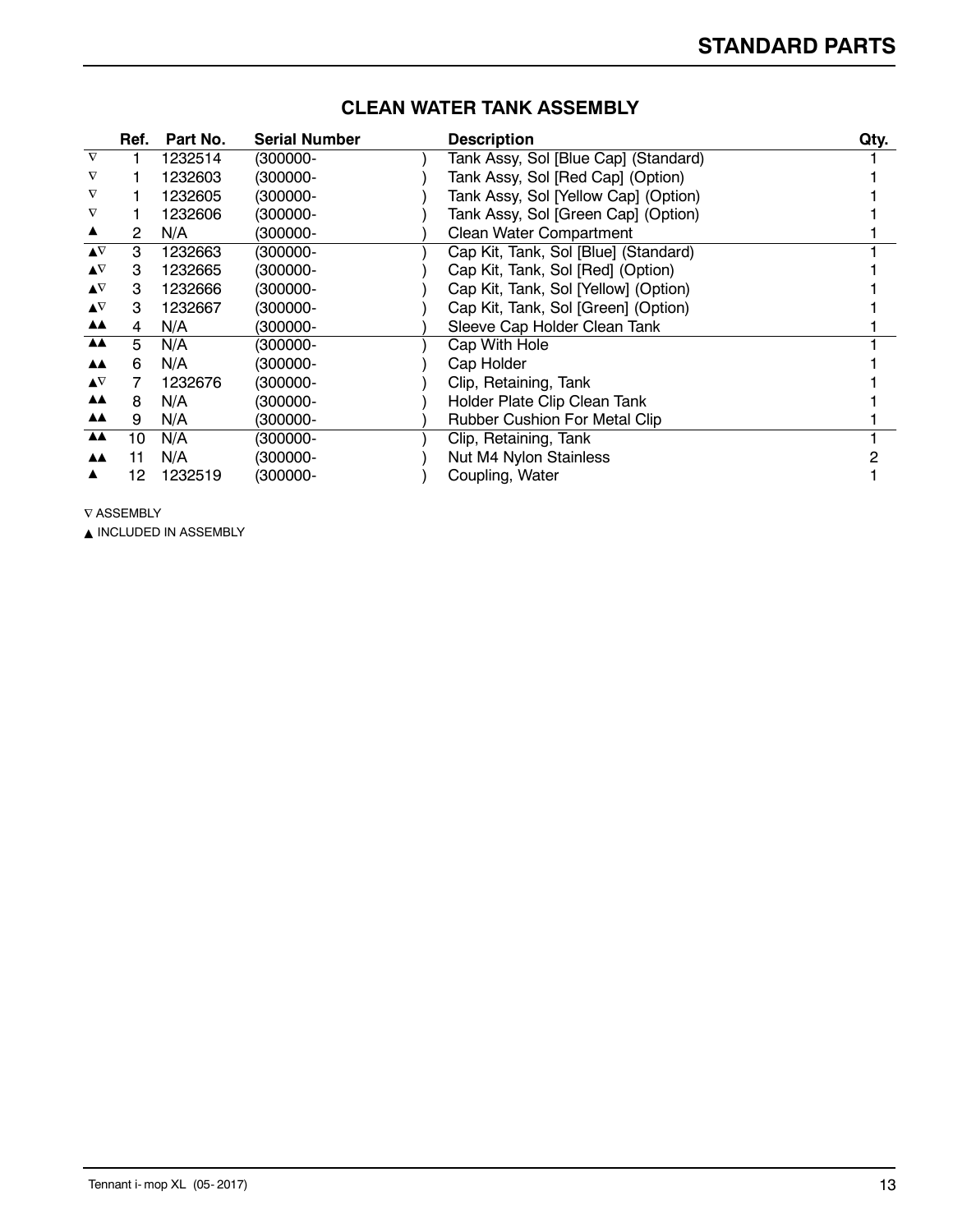## CLEAN WATER TANK ASSEMBLY

| | Ref. | Part No. | Serial Number | Description | Qty. |
|---|---|---|---|---|---|
| ∇ | 1 | 1232514 | (300000- ) | Tank Assy, Sol [Blue Cap] (Standard) | 1 |
| ∇ | 1 | 1232603 | (300000- ) | Tank Assy, Sol [Red Cap] (Option) | 1 |
| ∇ | 1 | 1232605 | (300000- ) | Tank Assy, Sol [Yellow Cap] (Option) | 1 |
| ∇ | 1 | 1232606 | (300000- ) | Tank Assy, Sol [Green Cap] (Option) | 1 |
| ▲ | 2 | N/A | (300000- ) | Clean Water Compartment | 1 |
| ▲∇ | 3 | 1232663 | (300000- ) | Cap Kit, Tank, Sol [Blue] (Standard) | 1 |
| ▲∇ | 3 | 1232665 | (300000- ) | Cap Kit, Tank, Sol [Red] (Option) | 1 |
| ▲∇ | 3 | 1232666 | (300000- ) | Cap Kit, Tank, Sol [Yellow] (Option) | 1 |
| ▲∇ | 3 | 1232667 | (300000- ) | Cap Kit, Tank, Sol [Green] (Option) | 1 |
| ▲▲ | 4 | N/A | (300000- ) | Sleeve Cap Holder Clean Tank | 1 |
| ▲▲ | 5 | N/A | (300000- ) | Cap With Hole | 1 |
| ▲▲ | 6 | N/A | (300000- ) | Cap Holder | 1 |
| ▲∇ | 7 | 1232676 | (300000- ) | Clip, Retaining, Tank | 1 |
| ▲▲ | 8 | N/A | (300000- ) | Holder Plate Clip Clean Tank | 1 |
| ▲▲ | 9 | N/A | (300000- ) | Rubber Cushion For Metal Clip | 1 |
| ▲▲ | 10 | N/A | (300000- ) | Clip, Retaining, Tank | 1 |
| ▲▲ | 11 | N/A | (300000- ) | Nut M4 Nylon Stainless | 2 |
| ▲ | 12 | 1232519 | (300000- ) | Coupling, Water | 1 |

∇ ASSEMBLY

▲ INCLUDED IN ASSEMBLY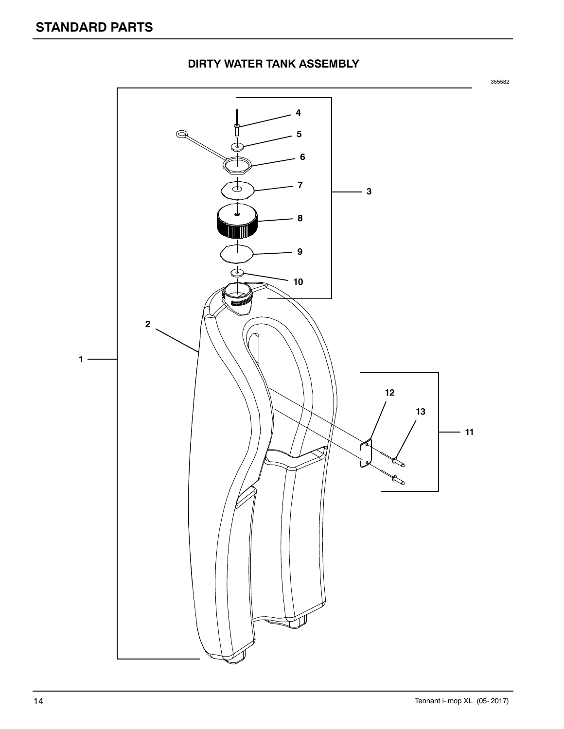# STANDARD PARTS

## DIRTY WATER TANK ASSEMBLY

355582

1
2
3
4
5
6
7
8
9
10
11
12
13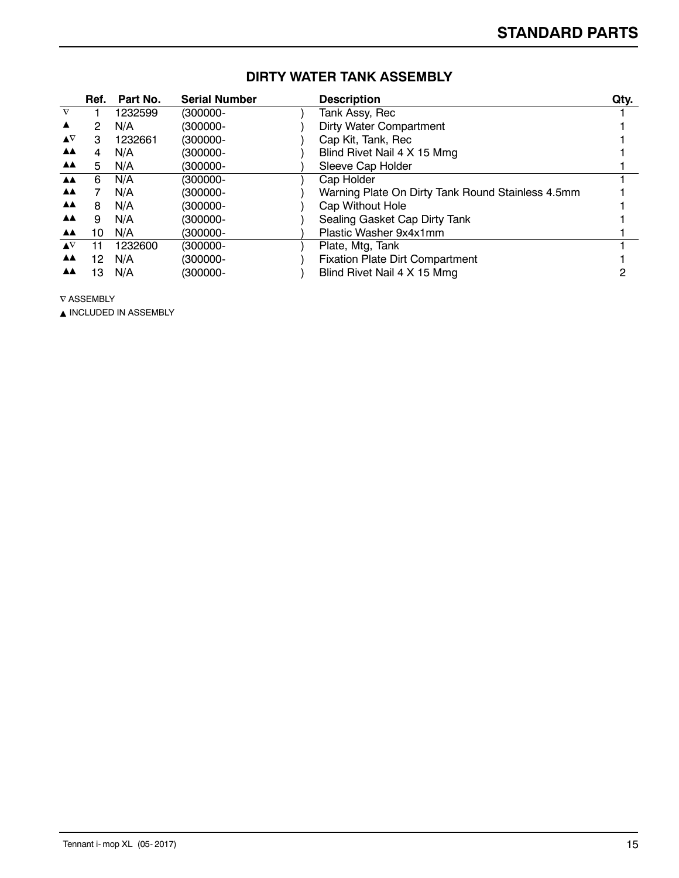## DIRTY WATER TANK ASSEMBLY

| | Ref. | Part No. | Serial Number | Description | Qty. |
|---|---|---|---|---|---|
| ∇ | 1 | 1232599 | (300000- ) | Tank Assy, Rec | 1 |
| ▲ | 2 | N/A | (300000- ) | Dirty Water Compartment | 1 |
| ▲∇ | 3 | 1232661 | (300000- ) | Cap Kit, Tank, Rec | 1 |
| ▲▲ | 4 | N/A | (300000- ) | Blind Rivet Nail 4 X 15 Mmg | 1 |
| ▲▲ | 5 | N/A | (300000- ) | Sleeve Cap Holder | 1 |
| ▲▲ | 6 | N/A | (300000- ) | Cap Holder | 1 |
| ▲▲ | 7 | N/A | (300000- ) | Warning Plate On Dirty Tank Round Stainless 4.5mm | 1 |
| ▲▲ | 8 | N/A | (300000- ) | Cap Without Hole | 1 |
| ▲▲ | 9 | N/A | (300000- ) | Sealing Gasket Cap Dirty Tank | 1 |
| ▲▲ | 10 | N/A | (300000- ) | Plastic Washer 9x4x1mm | 1 |
| ▲∇ | 11 | 1232600 | (300000- ) | Plate, Mtg, Tank | 1 |
| ▲▲ | 12 | N/A | (300000- ) | Fixation Plate Dirt Compartment | 1 |
| ▲▲ | 13 | N/A | (300000- ) | Blind Rivet Nail 4 X 15 Mmg | 2 |

∇ ASSEMBLY

▲ INCLUDED IN ASSEMBLY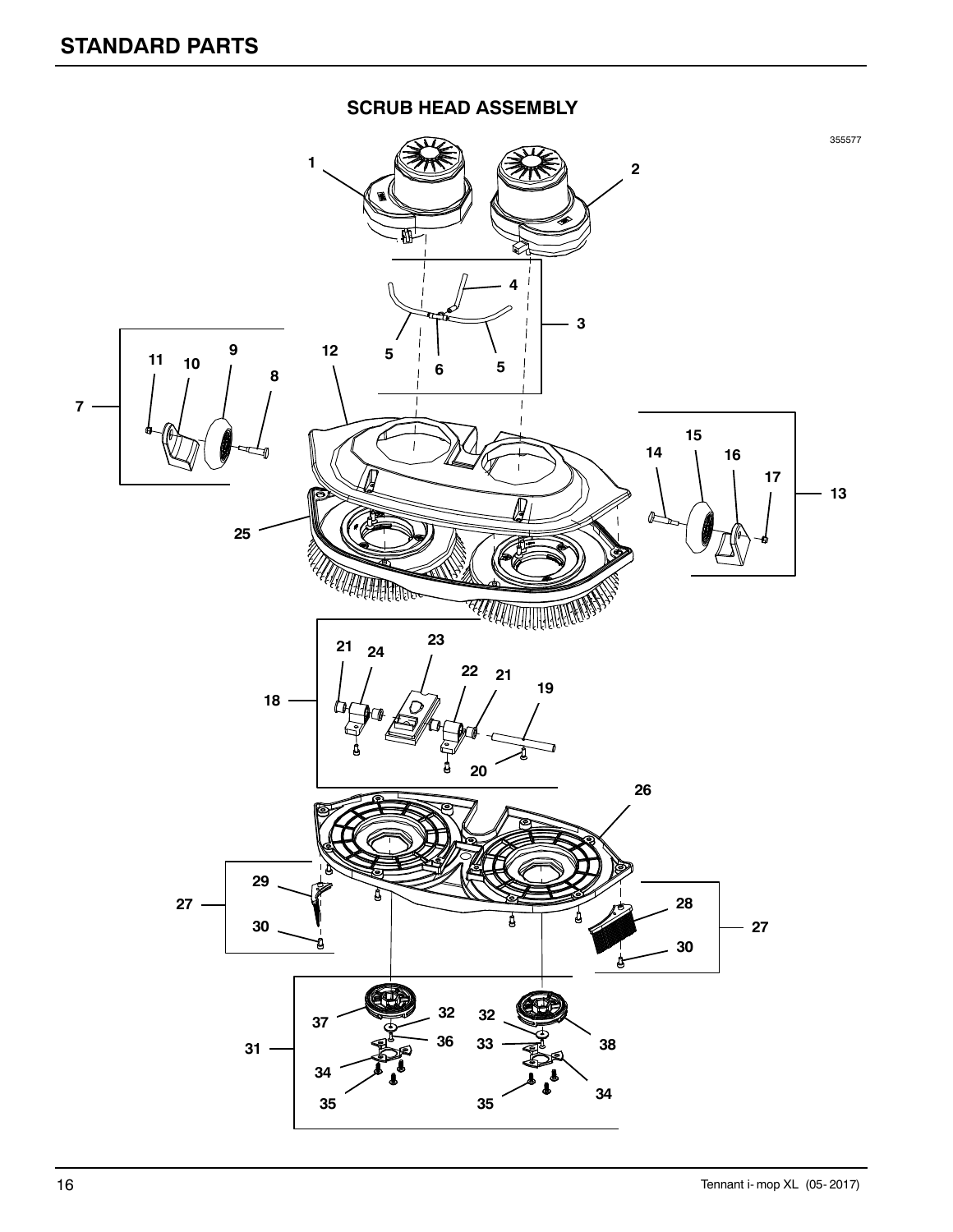# STANDARD PARTS

## SCRUB HEAD ASSEMBLY

355577

1
2
4
3
5
6
5
11
10
9
12
8
7
15
14
16
17
13
25
23
21
24
22
21
19
18
20
26
29
27
28
27
30
30
37
32
32
36
33
38
31
34
35
35
34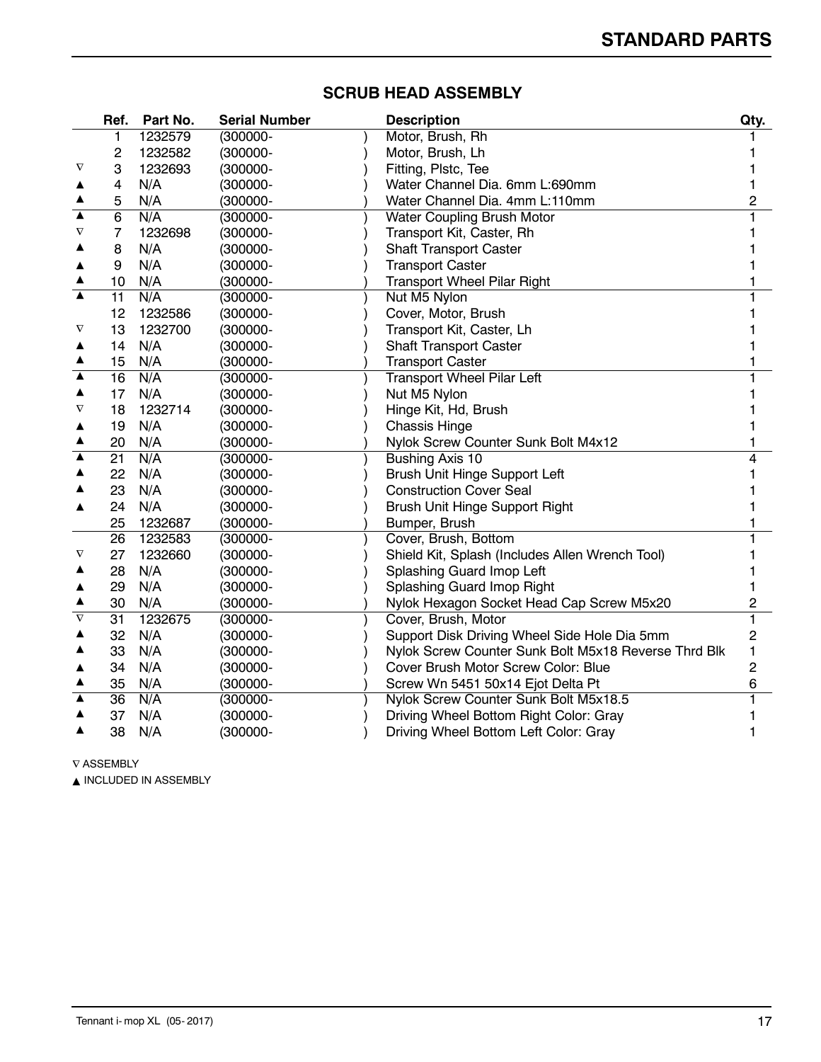## SCRUB HEAD ASSEMBLY

| | Ref. | Part No. | Serial Number | Description | Qty. |
|---|---|---|---|---|---|
| | 1 | 1232579 | (300000- ) | Motor, Brush, Rh | 1 |
| | 2 | 1232582 | (300000- ) | Motor, Brush, Lh | 1 |
| ▽ | 3 | 1232693 | (300000- ) | Fitting, Plstc, Tee | 1 |
| ▲ | 4 | N/A | (300000- ) | Water Channel Dia. 6mm L:690mm | 1 |
| ▲ | 5 | N/A | (300000- ) | Water Channel Dia. 4mm L:110mm | 2 |
| ▲ | 6 | N/A | (300000- ) | Water Coupling Brush Motor | 1 |
| ▽ | 7 | 1232698 | (300000- ) | Transport Kit, Caster, Rh | 1 |
| ▲ | 8 | N/A | (300000- ) | Shaft Transport Caster | 1 |
| ▲ | 9 | N/A | (300000- ) | Transport Caster | 1 |
| ▲ | 10 | N/A | (300000- ) | Transport Wheel Pilar Right | 1 |
| ▲ | 11 | N/A | (300000- ) | Nut M5 Nylon | 1 |
| | 12 | 1232586 | (300000- ) | Cover, Motor, Brush | 1 |
| ▽ | 13 | 1232700 | (300000- ) | Transport Kit, Caster, Lh | 1 |
| ▲ | 14 | N/A | (300000- ) | Shaft Transport Caster | 1 |
| ▲ | 15 | N/A | (300000- ) | Transport Caster | 1 |
| ▲ | 16 | N/A | (300000- ) | Transport Wheel Pilar Left | 1 |
| ▲ | 17 | N/A | (300000- ) | Nut M5 Nylon | 1 |
| ▽ | 18 | 1232714 | (300000- ) | Hinge Kit, Hd, Brush | 1 |
| ▲ | 19 | N/A | (300000- ) | Chassis Hinge | 1 |
| ▲ | 20 | N/A | (300000- ) | Nylok Screw Counter Sunk Bolt M4x12 | 1 |
| ▲ | 21 | N/A | (300000- ) | Bushing Axis 10 | 4 |
| ▲ | 22 | N/A | (300000- ) | Brush Unit Hinge Support Left | 1 |
| ▲ | 23 | N/A | (300000- ) | Construction Cover Seal | 1 |
| ▲ | 24 | N/A | (300000- ) | Brush Unit Hinge Support Right | 1 |
| | 25 | 1232687 | (300000- ) | Bumper, Brush | 1 |
| | 26 | 1232583 | (300000- ) | Cover, Brush, Bottom | 1 |
| ▽ | 27 | 1232660 | (300000- ) | Shield Kit, Splash (Includes Allen Wrench Tool) | 1 |
| ▲ | 28 | N/A | (300000- ) | Splashing Guard Imop Left | 1 |
| ▲ | 29 | N/A | (300000- ) | Splashing Guard Imop Right | 1 |
| ▲ | 30 | N/A | (300000- ) | Nylok Hexagon Socket Head Cap Screw M5x20 | 2 |
| ▽ | 31 | 1232675 | (300000- ) | Cover, Brush, Motor | 1 |
| ▲ | 32 | N/A | (300000- ) | Support Disk Driving Wheel Side Hole Dia 5mm | 2 |
| ▲ | 33 | N/A | (300000- ) | Nylok Screw Counter Sunk Bolt M5x18 Reverse Thrd Blk | 1 |
| ▲ | 34 | N/A | (300000- ) | Cover Brush Motor Screw Color: Blue | 2 |
| ▲ | 35 | N/A | (300000- ) | Screw Wn 5451 50x14 Ejot Delta Pt | 6 |
| ▲ | 36 | N/A | (300000- ) | Nylok Screw Counter Sunk Bolt M5x18.5 | 1 |
| ▲ | 37 | N/A | (300000- ) | Driving Wheel Bottom Right Color: Gray | 1 |
| ▲ | 38 | N/A | (300000- ) | Driving Wheel Bottom Left Color: Gray | 1 |

▽ ASSEMBLY

▲ INCLUDED IN ASSEMBLY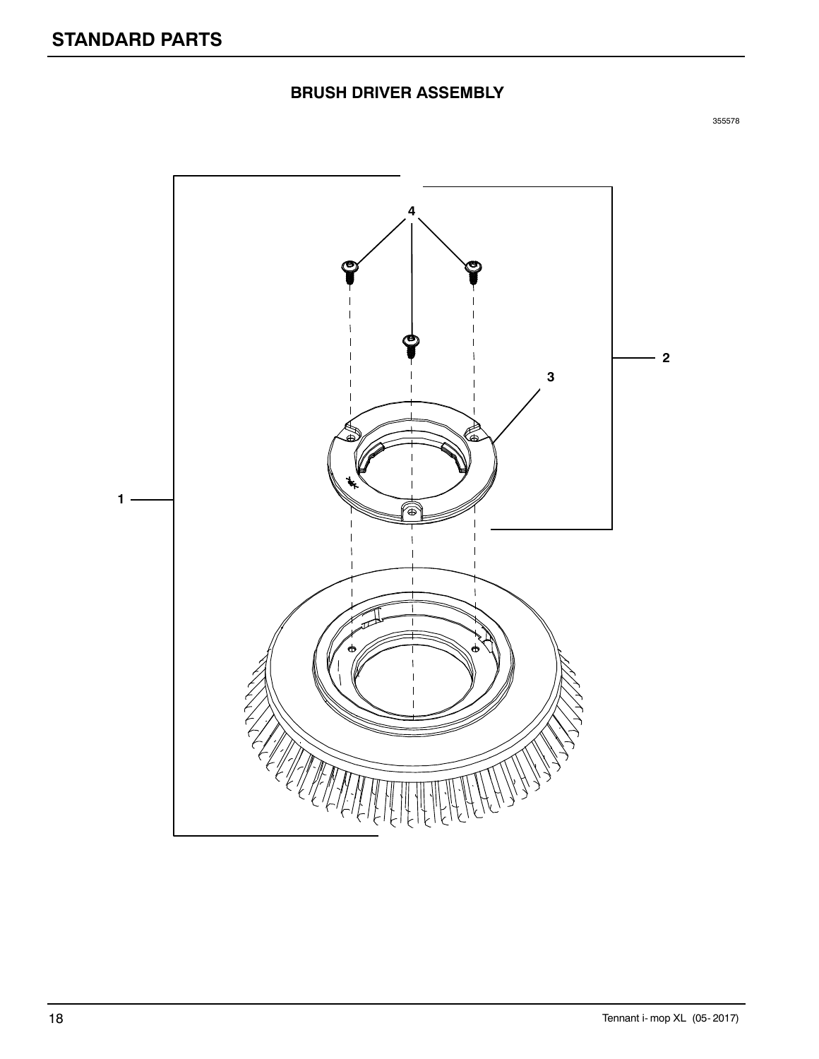# STANDARD PARTS

## BRUSH DRIVER ASSEMBLY

355578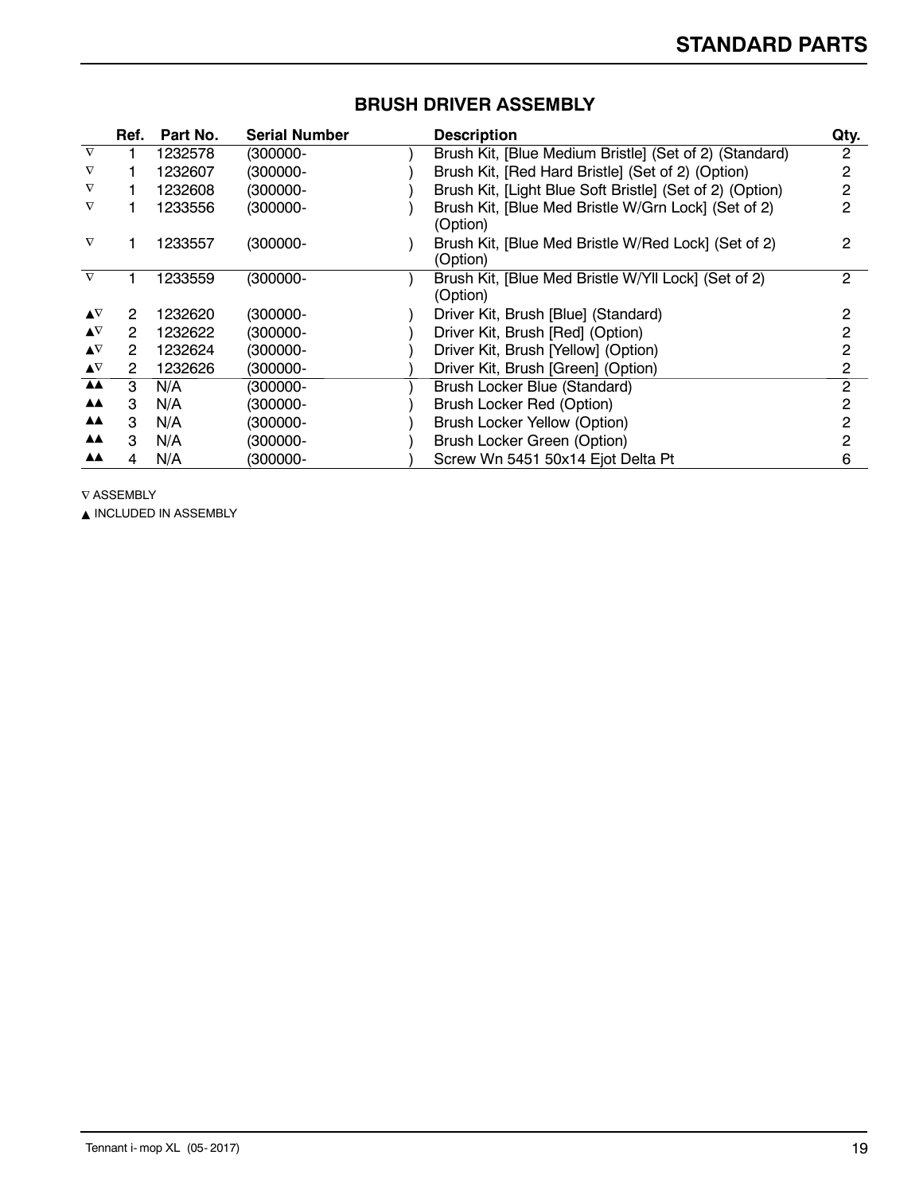## BRUSH DRIVER ASSEMBLY

| | Ref. | Part No. | Serial Number | Description | Qty. |
|---|---|---|---|---|---|
| ∇ | 1 | 1232578 | (300000- ) | Brush Kit, [Blue Medium Bristle] (Set of 2) (Standard) | 2 |
| ∇ | 1 | 1232607 | (300000- ) | Brush Kit, [Red Hard Bristle] (Set of 2) (Option) | 2 |
| ∇ | 1 | 1232608 | (300000- ) | Brush Kit, [Light Blue Soft Bristle] (Set of 2) (Option) | 2 |
| ∇ | 1 | 1233556 | (300000- ) | Brush Kit, [Blue Med Bristle W/Grn Lock] (Set of 2) (Option) | 2 |
| ∇ | 1 | 1233557 | (300000- ) | Brush Kit, [Blue Med Bristle W/Red Lock] (Set of 2) (Option) | 2 |
| ∇ | 1 | 1233559 | (300000- ) | Brush Kit, [Blue Med Bristle W/Yll Lock] (Set of 2) (Option) | 2 |
| ▲∇ | 2 | 1232620 | (300000- ) | Driver Kit, Brush [Blue] (Standard) | 2 |
| ▲∇ | 2 | 1232622 | (300000- ) | Driver Kit, Brush [Red] (Option) | 2 |
| ▲∇ | 2 | 1232624 | (300000- ) | Driver Kit, Brush [Yellow] (Option) | 2 |
| ▲∇ | 2 | 1232626 | (300000- ) | Driver Kit, Brush [Green] (Option) | 2 |
| ▲▲ | 3 | N/A | (300000- ) | Brush Locker Blue (Standard) | 2 |
| ▲▲ | 3 | N/A | (300000- ) | Brush Locker Red (Option) | 2 |
| ▲▲ | 3 | N/A | (300000- ) | Brush Locker Yellow (Option) | 2 |
| ▲▲ | 3 | N/A | (300000- ) | Brush Locker Green (Option) | 2 |
| ▲▲ | 4 | N/A | (300000- ) | Screw Wn 5451 50x14 Ejot Delta Pt | 6 |

∇ ASSEMBLY

▲ INCLUDED IN ASSEMBLY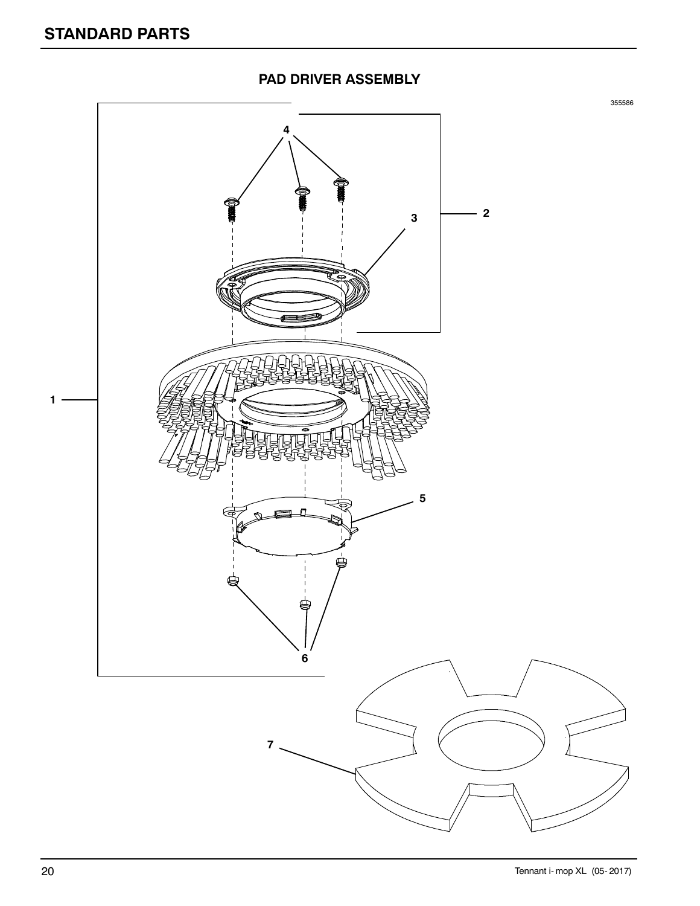# STANDARD PARTS

## PAD DRIVER ASSEMBLY

355586

4

3

2

1

5

6

7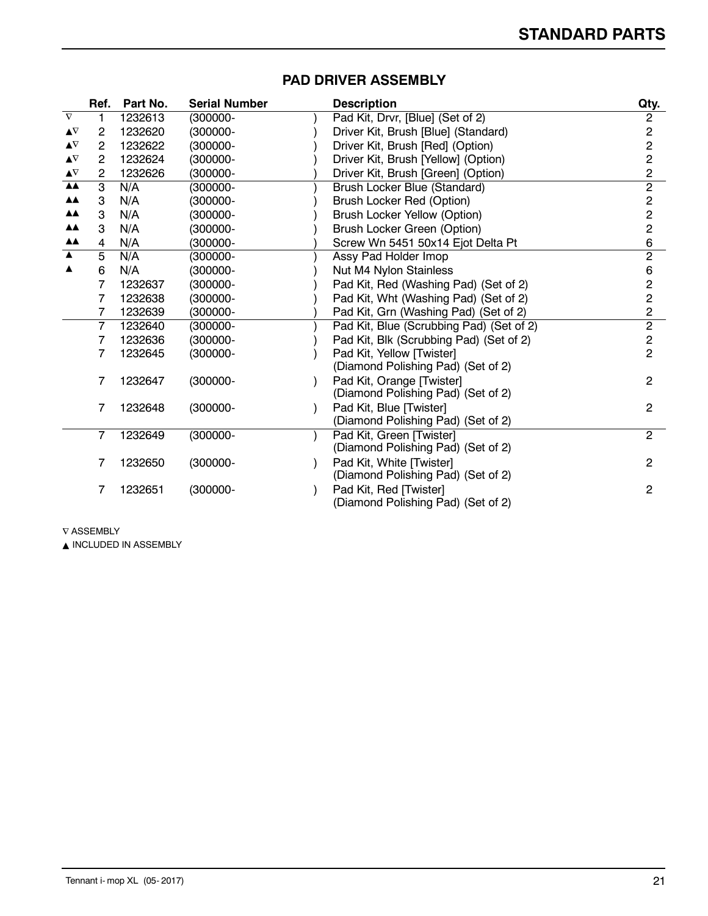## STANDARD PARTS

### PAD DRIVER ASSEMBLY

| | Ref. | Part No. | Serial Number | Description | Qty. |
|---|---|---|---|---|---|
| ▽ | 1 | 1232613 | (300000- ) | Pad Kit, Drvr, [Blue] (Set of 2) | 2 |
| ▲▽ | 2 | 1232620 | (300000- ) | Driver Kit, Brush [Blue] (Standard) | 2 |
| ▲▽ | 2 | 1232622 | (300000- ) | Driver Kit, Brush [Red] (Option) | 2 |
| ▲▽ | 2 | 1232624 | (300000- ) | Driver Kit, Brush [Yellow] (Option) | 2 |
| ▲▽ | 2 | 1232626 | (300000- ) | Driver Kit, Brush [Green] (Option) | 2 |
| ▲▲ | 3 | N/A | (300000- ) | Brush Locker Blue (Standard) | 2 |
| ▲▲ | 3 | N/A | (300000- ) | Brush Locker Red (Option) | 2 |
| ▲▲ | 3 | N/A | (300000- ) | Brush Locker Yellow (Option) | 2 |
| ▲▲ | 3 | N/A | (300000- ) | Brush Locker Green (Option) | 2 |
| ▲▲ | 4 | N/A | (300000- ) | Screw Wn 5451 50x14 Ejot Delta Pt | 6 |
| ▲ | 5 | N/A | (300000- ) | Assy Pad Holder Imop | 2 |
| ▲ | 6 | N/A | (300000- ) | Nut M4 Nylon Stainless | 6 |
| | 7 | 1232637 | (300000- ) | Pad Kit, Red (Washing Pad) (Set of 2) | 2 |
| | 7 | 1232638 | (300000- ) | Pad Kit, Wht (Washing Pad) (Set of 2) | 2 |
| | 7 | 1232639 | (300000- ) | Pad Kit, Grn (Washing Pad) (Set of 2) | 2 |
| | 7 | 1232640 | (300000- ) | Pad Kit, Blue (Scrubbing Pad) (Set of 2) | 2 |
| | 7 | 1232636 | (300000- ) | Pad Kit, Blk (Scrubbing Pad) (Set of 2) | 2 |
| | 7 | 1232645 | (300000- ) | Pad Kit, Yellow [Twister] (Diamond Polishing Pad) (Set of 2) | 2 |
| | 7 | 1232647 | (300000- ) | Pad Kit, Orange [Twister] (Diamond Polishing Pad) (Set of 2) | 2 |
| | 7 | 1232648 | (300000- ) | Pad Kit, Blue [Twister] (Diamond Polishing Pad) (Set of 2) | 2 |
| | 7 | 1232649 | (300000- ) | Pad Kit, Green [Twister] (Diamond Polishing Pad) (Set of 2) | 2 |
| | 7 | 1232650 | (300000- ) | Pad Kit, White [Twister] (Diamond Polishing Pad) (Set of 2) | 2 |
| | 7 | 1232651 | (300000- ) | Pad Kit, Red [Twister] (Diamond Polishing Pad) (Set of 2) | 2 |

▽ ASSEMBLY

▲ INCLUDED IN ASSEMBLY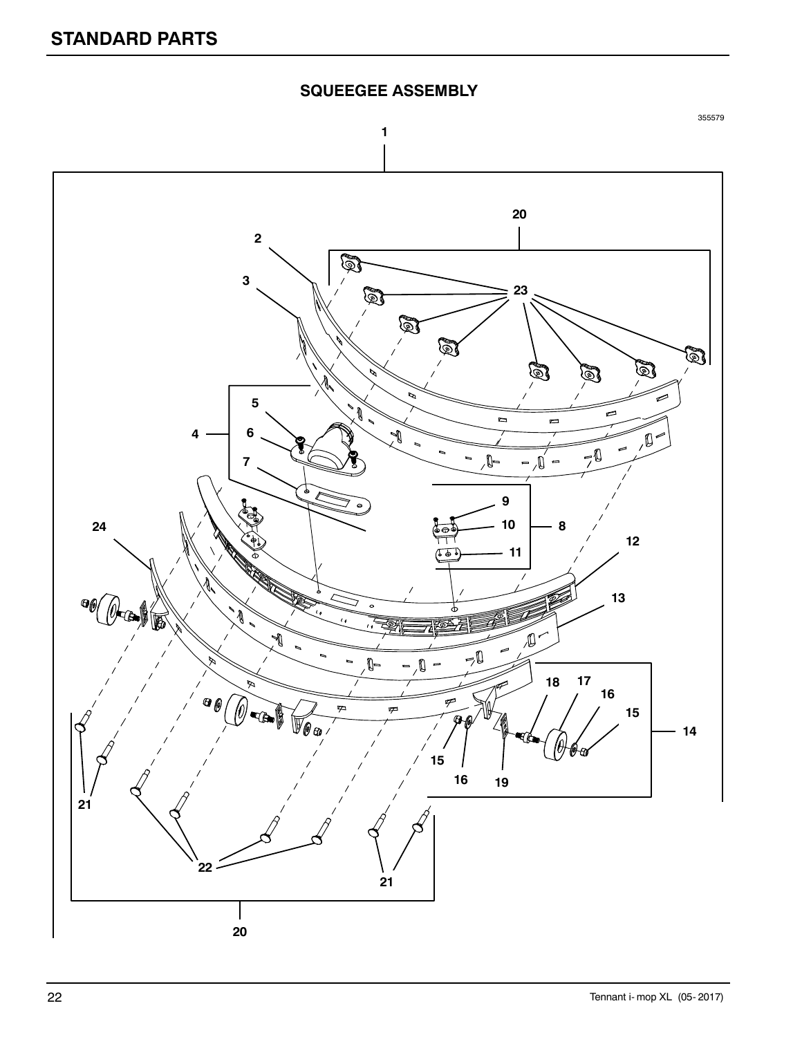## STANDARD PARTS

### SQUEEGEE ASSEMBLY

355579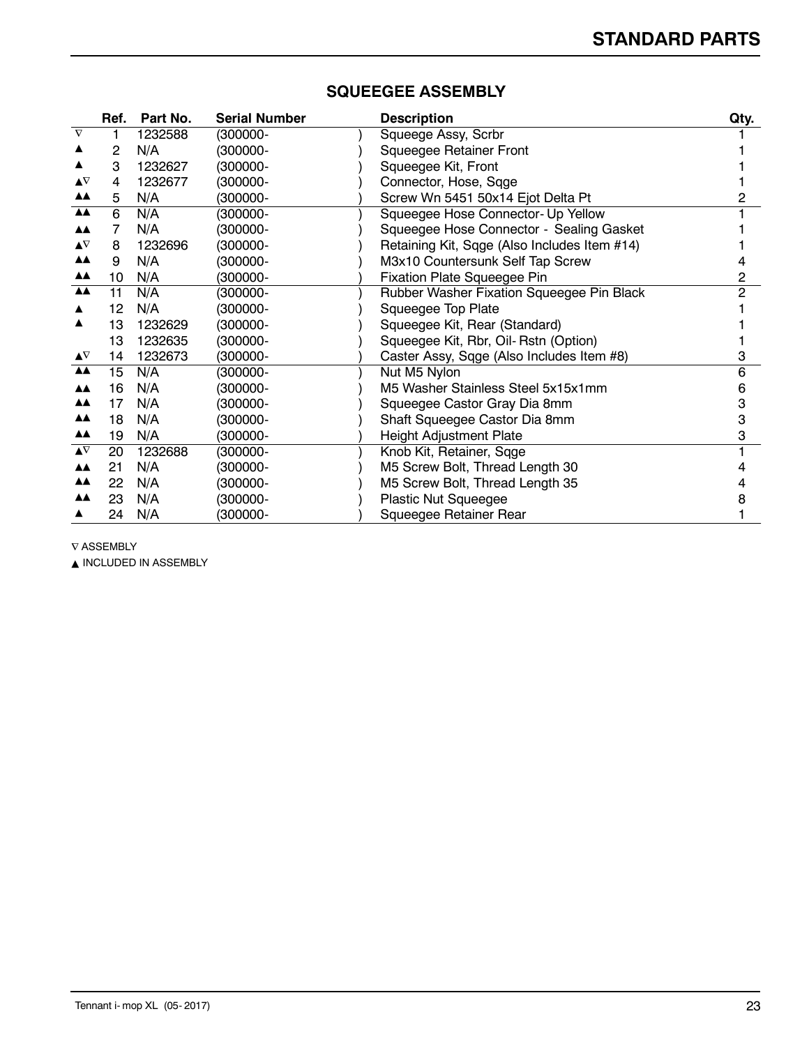## SQUEEGEE ASSEMBLY

| | Ref. | Part No. | Serial Number | Description | Qty. |
|---|---|---|---|---|---|
| ∇ | 1 | 1232588 | (300000- ) | Squeege Assy, Scrbr | 1 |
| ▲ | 2 | N/A | (300000- ) | Squeegee Retainer Front | 1 |
| ▲ | 3 | 1232627 | (300000- ) | Squeegee Kit, Front | 1 |
| ▲∇ | 4 | 1232677 | (300000- ) | Connector, Hose, Sqge | 1 |
| ▲▲ | 5 | N/A | (300000- ) | Screw Wn 5451 50x14 Ejot Delta Pt | 2 |
| ▲▲ | 6 | N/A | (300000- ) | Squeegee Hose Connector- Up Yellow | 1 |
| ▲▲ | 7 | N/A | (300000- ) | Squeegee Hose Connector - Sealing Gasket | 1 |
| ▲∇ | 8 | 1232696 | (300000- ) | Retaining Kit, Sqge (Also Includes Item #14) | 1 |
| ▲▲ | 9 | N/A | (300000- ) | M3x10 Countersunk Self Tap Screw | 4 |
| ▲▲ | 10 | N/A | (300000- ) | Fixation Plate Squeegee Pin | 2 |
| ▲▲ | 11 | N/A | (300000- ) | Rubber Washer Fixation Squeegee Pin Black | 2 |
| ▲ | 12 | N/A | (300000- ) | Squeegee Top Plate | 1 |
| ▲ | 13 | 1232629 | (300000- ) | Squeegee Kit, Rear (Standard) | 1 |
| | 13 | 1232635 | (300000- ) | Squeegee Kit, Rbr, Oil- Rstn (Option) | 1 |
| ▲∇ | 14 | 1232673 | (300000- ) | Caster Assy, Sqge (Also Includes Item #8) | 3 |
| ▲▲ | 15 | N/A | (300000- ) | Nut M5 Nylon | 6 |
| ▲▲ | 16 | N/A | (300000- ) | M5 Washer Stainless Steel 5x15x1mm | 6 |
| ▲▲ | 17 | N/A | (300000- ) | Squeegee Castor Gray Dia 8mm | 3 |
| ▲▲ | 18 | N/A | (300000- ) | Shaft Squeegee Castor Dia 8mm | 3 |
| ▲▲ | 19 | N/A | (300000- ) | Height Adjustment Plate | 3 |
| ▲∇ | 20 | 1232688 | (300000- ) | Knob Kit, Retainer, Sqge | 1 |
| ▲▲ | 21 | N/A | (300000- ) | M5 Screw Bolt, Thread Length 30 | 4 |
| ▲▲ | 22 | N/A | (300000- ) | M5 Screw Bolt, Thread Length 35 | 4 |
| ▲▲ | 23 | N/A | (300000- ) | Plastic Nut Squeegee | 8 |
| ▲ | 24 | N/A | (300000- ) | Squeegee Retainer Rear | 1 |

∇ ASSEMBLY

▲ INCLUDED IN ASSEMBLY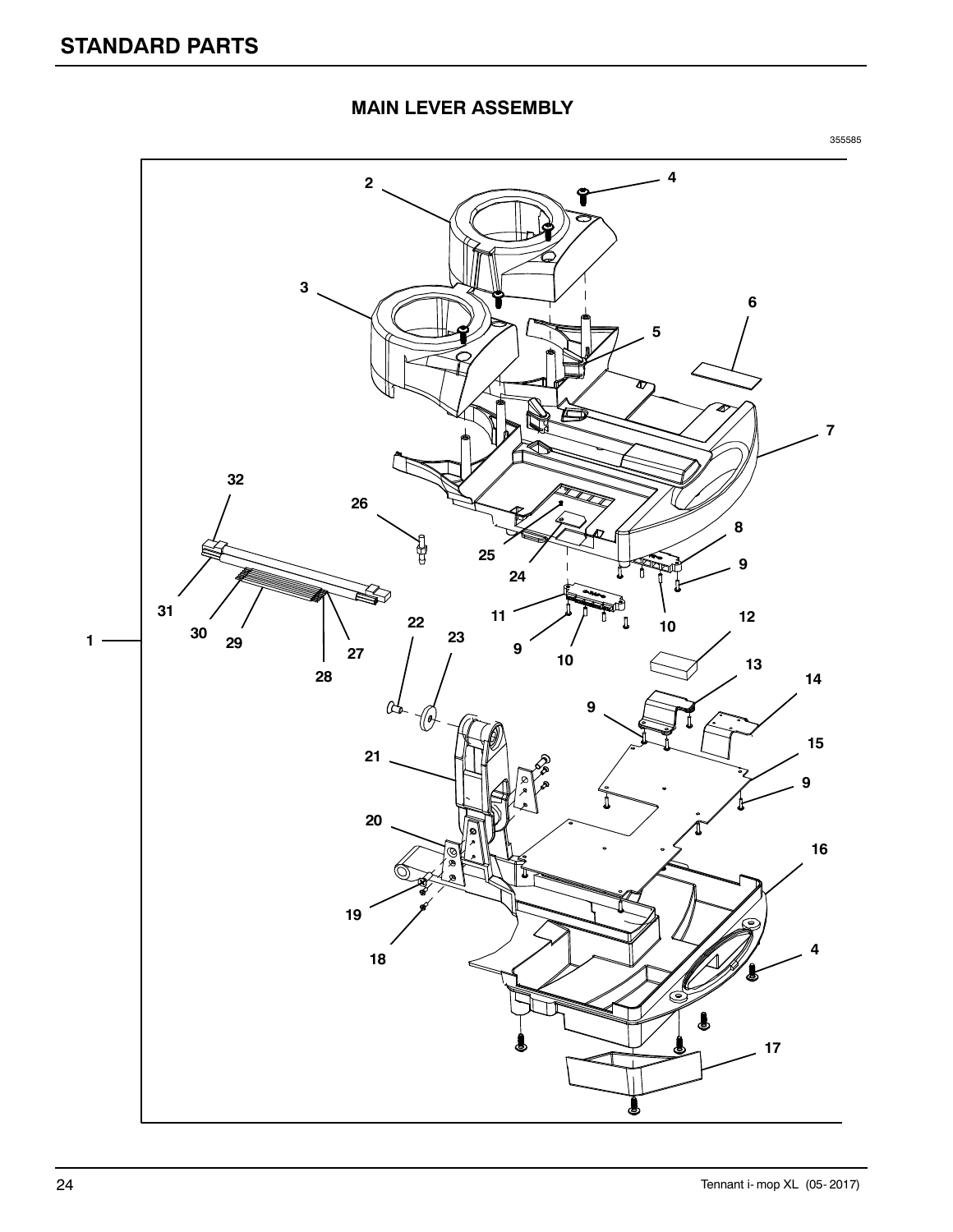## STANDARD PARTS

### MAIN LEVER ASSEMBLY

355585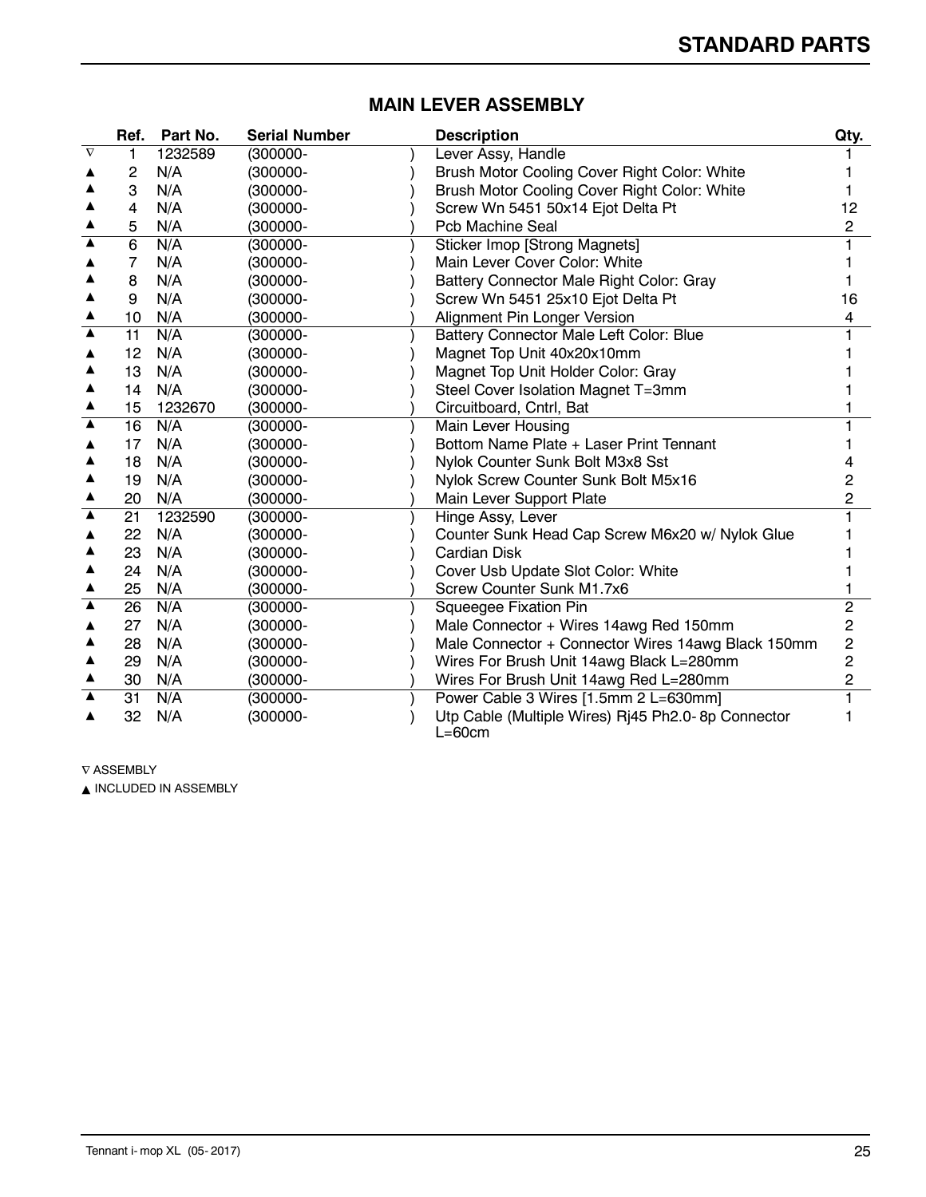# STANDARD PARTS

## MAIN LEVER ASSEMBLY

| | Ref. | Part No. | Serial Number | | Description | Qty. |
|---|---|---|---|---|---|---|
| ∇ | 1 | 1232589 | (300000- | ) | Lever Assy, Handle | 1 |
| ▲ | 2 | N/A | (300000- | ) | Brush Motor Cooling Cover Right Color: White | 1 |
| ▲ | 3 | N/A | (300000- | ) | Brush Motor Cooling Cover Right Color: White | 1 |
| ▲ | 4 | N/A | (300000- | ) | Screw Wn 5451 50x14 Ejot Delta Pt | 12 |
| ▲ | 5 | N/A | (300000- | ) | Pcb Machine Seal | 2 |
| ▲ | 6 | N/A | (300000- | ) | Sticker Imop [Strong Magnets] | 1 |
| ▲ | 7 | N/A | (300000- | ) | Main Lever Cover Color: White | 1 |
| ▲ | 8 | N/A | (300000- | ) | Battery Connector Male Right Color: Gray | 1 |
| ▲ | 9 | N/A | (300000- | ) | Screw Wn 5451 25x10 Ejot Delta Pt | 16 |
| ▲ | 10 | N/A | (300000- | ) | Alignment Pin Longer Version | 4 |
| ▲ | 11 | N/A | (300000- | ) | Battery Connector Male Left Color: Blue | 1 |
| ▲ | 12 | N/A | (300000- | ) | Magnet Top Unit 40x20x10mm | 1 |
| ▲ | 13 | N/A | (300000- | ) | Magnet Top Unit Holder Color: Gray | 1 |
| ▲ | 14 | N/A | (300000- | ) | Steel Cover Isolation Magnet T=3mm | 1 |
| ▲ | 15 | 1232670 | (300000- | ) | Circuitboard, Cntrl, Bat | 1 |
| ▲ | 16 | N/A | (300000- | ) | Main Lever Housing | 1 |
| ▲ | 17 | N/A | (300000- | ) | Bottom Name Plate + Laser Print Tennant | 1 |
| ▲ | 18 | N/A | (300000- | ) | Nylok Counter Sunk Bolt M3x8 Sst | 4 |
| ▲ | 19 | N/A | (300000- | ) | Nylok Screw Counter Sunk Bolt M5x16 | 2 |
| ▲ | 20 | N/A | (300000- | ) | Main Lever Support Plate | 2 |
| ▲ | 21 | 1232590 | (300000- | ) | Hinge Assy, Lever | 1 |
| ▲ | 22 | N/A | (300000- | ) | Counter Sunk Head Cap Screw M6x20 w/ Nylok Glue | 1 |
| ▲ | 23 | N/A | (300000- | ) | Cardian Disk | 1 |
| ▲ | 24 | N/A | (300000- | ) | Cover Usb Update Slot Color: White | 1 |
| ▲ | 25 | N/A | (300000- | ) | Screw Counter Sunk M1.7x6 | 1 |
| ▲ | 26 | N/A | (300000- | ) | Squeegee Fixation Pin | 2 |
| ▲ | 27 | N/A | (300000- | ) | Male Connector + Wires 14awg Red 150mm | 2 |
| ▲ | 28 | N/A | (300000- | ) | Male Connector + Connector Wires 14awg Black 150mm | 2 |
| ▲ | 29 | N/A | (300000- | ) | Wires For Brush Unit 14awg Black L=280mm | 2 |
| ▲ | 30 | N/A | (300000- | ) | Wires For Brush Unit 14awg Red L=280mm | 2 |
| ▲ | 31 | N/A | (300000- | ) | Power Cable 3 Wires [1.5mm 2 L=630mm] | 1 |
| ▲ | 32 | N/A | (300000- | ) | Utp Cable (Multiple Wires) Rj45 Ph2.0- 8p Connector L=60cm | 1 |

∇ ASSEMBLY

▲ INCLUDED IN ASSEMBLY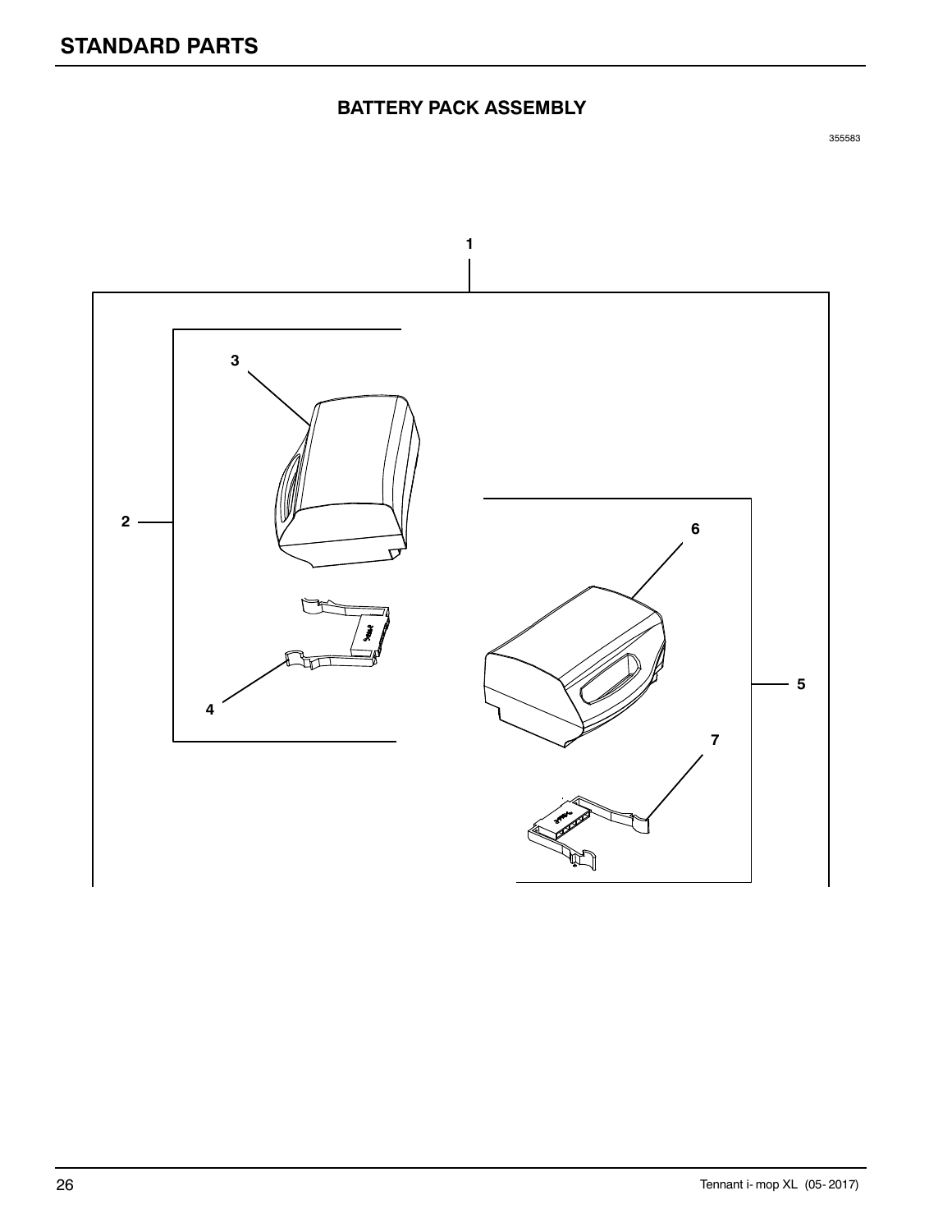# STANDARD PARTS

## BATTERY PACK ASSEMBLY

355583

1

2

3

4

5

6

7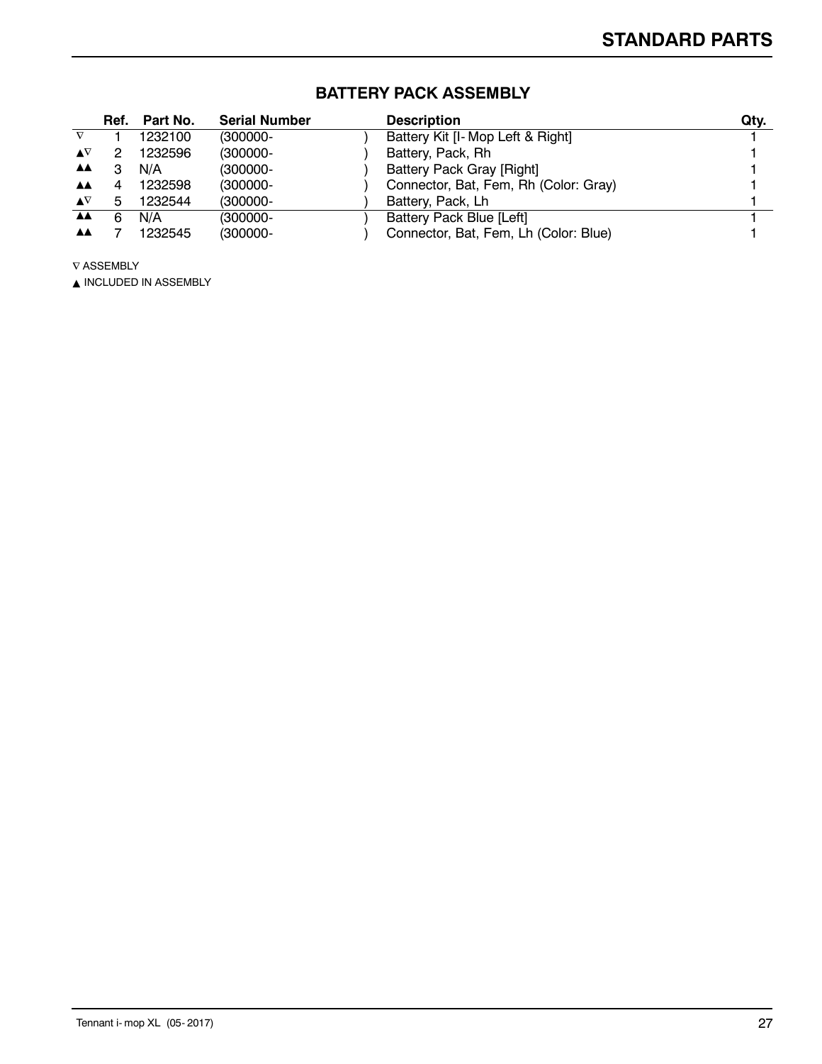## BATTERY PACK ASSEMBLY

| | Ref. | Part No. | Serial Number | Description | Qty. |
|---|---|---|---|---|---|
| ∇ | 1 | 1232100 | (300000- ) | Battery Kit [I- Mop Left & Right] | 1 |
| ▲∇ | 2 | 1232596 | (300000- ) | Battery, Pack, Rh | 1 |
| ▲▲ | 3 | N/A | (300000- ) | Battery Pack Gray [Right] | 1 |
| ▲▲ | 4 | 1232598 | (300000- ) | Connector, Bat, Fem, Rh (Color: Gray) | 1 |
| ▲∇ | 5 | 1232544 | (300000- ) | Battery, Pack, Lh | 1 |
| ▲▲ | 6 | N/A | (300000- ) | Battery Pack Blue [Left] | 1 |
| ▲▲ | 7 | 1232545 | (300000- ) | Connector, Bat, Fem, Lh (Color: Blue) | 1 |

∇ ASSEMBLY

▲ INCLUDED IN ASSEMBLY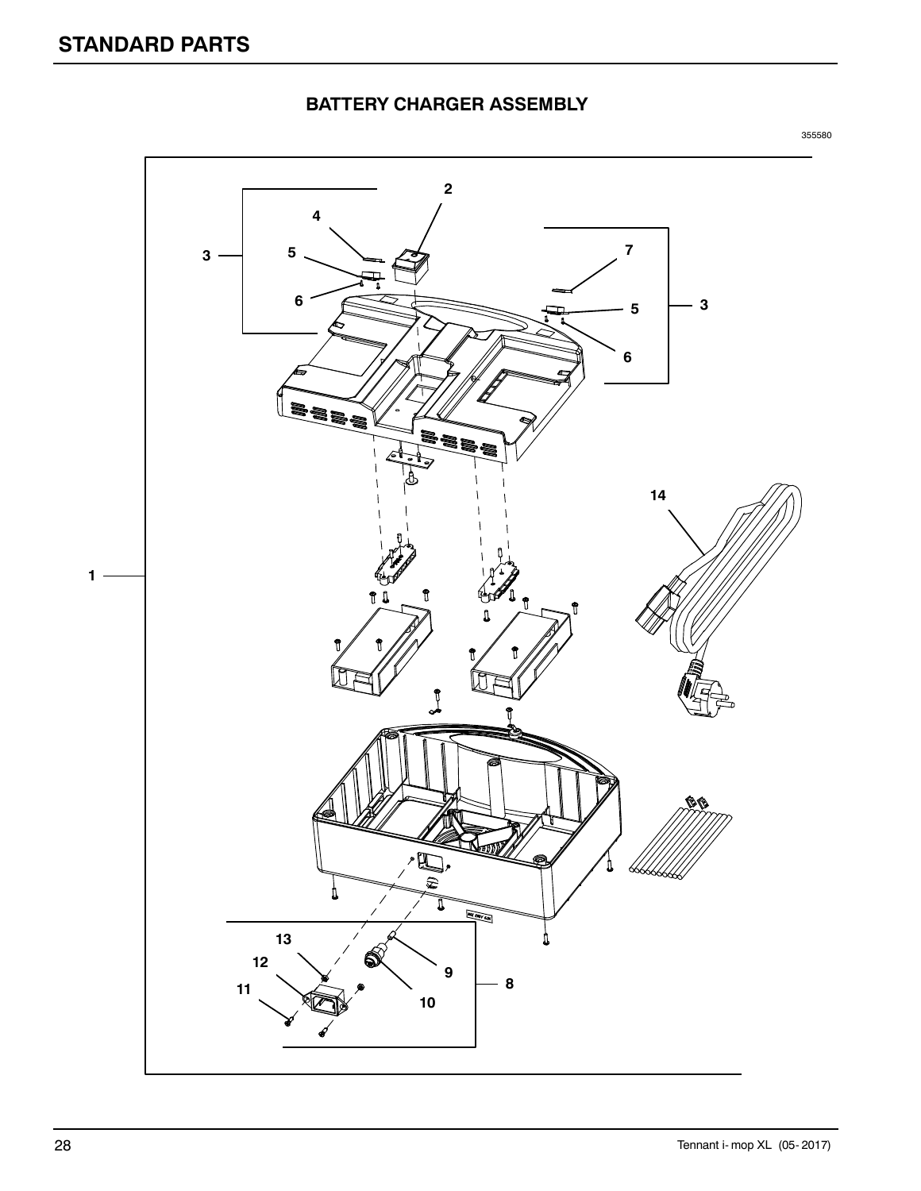## STANDARD PARTS

### BATTERY CHARGER ASSEMBLY

355580

2
4
3
5
7
6
5
3
6
14
1
13
12
9
8
11
10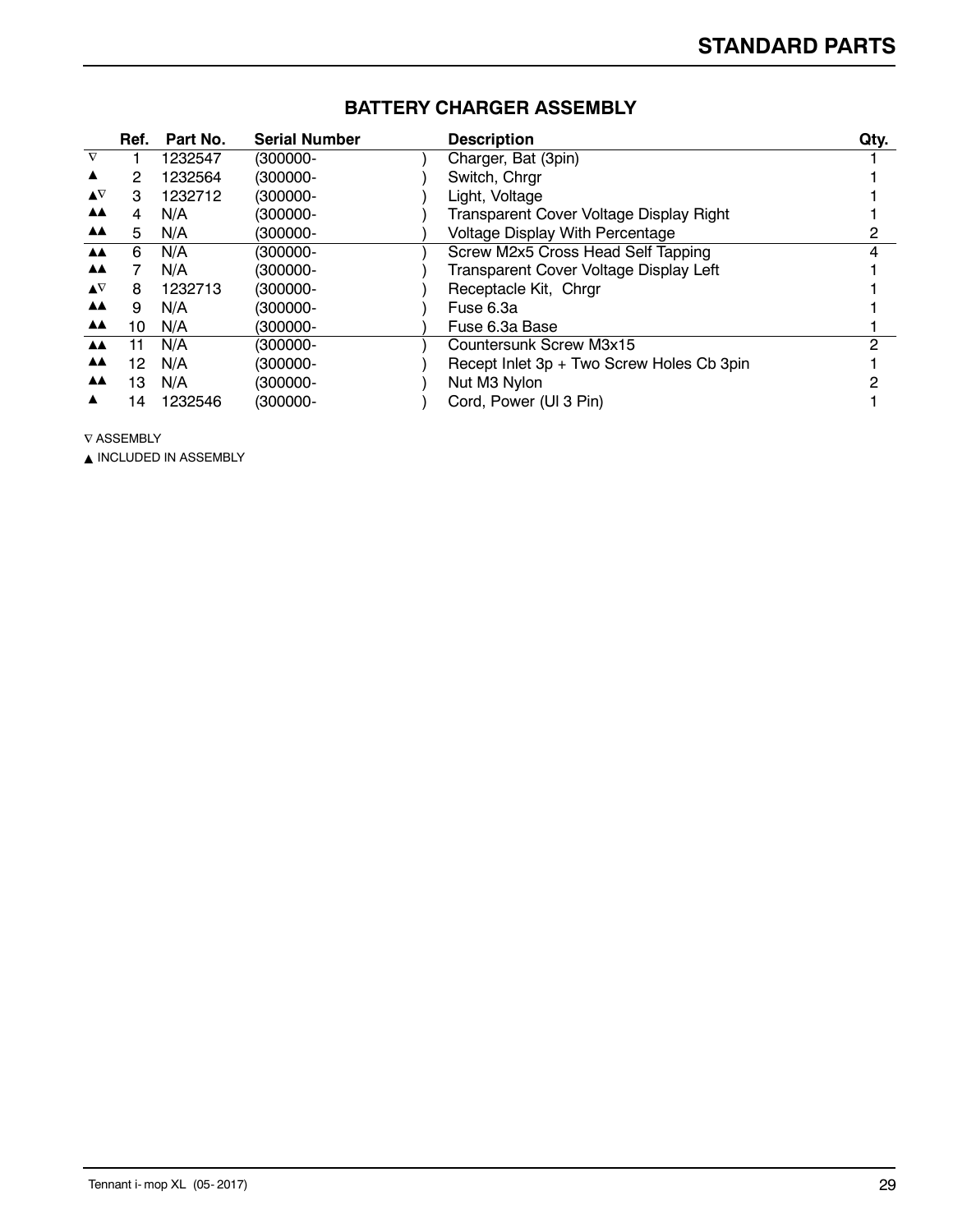## STANDARD PARTS

### BATTERY CHARGER ASSEMBLY

| | Ref. | Part No. | Serial Number | Description | Qty. |
|---|---|---|---|---|---|
| ∇ | 1 | 1232547 | (300000- ) | Charger, Bat (3pin) | 1 |
| ▲ | 2 | 1232564 | (300000- ) | Switch, Chrgr | 1 |
| ▲∇ | 3 | 1232712 | (300000- ) | Light, Voltage | 1 |
| ▲▲ | 4 | N/A | (300000- ) | Transparent Cover Voltage Display Right | 1 |
| ▲▲ | 5 | N/A | (300000- ) | Voltage Display With Percentage | 2 |
| ▲▲ | 6 | N/A | (300000- ) | Screw M2x5 Cross Head Self Tapping | 4 |
| ▲▲ | 7 | N/A | (300000- ) | Transparent Cover Voltage Display Left | 1 |
| ▲∇ | 8 | 1232713 | (300000- ) | Receptacle Kit, Chrgr | 1 |
| ▲▲ | 9 | N/A | (300000- ) | Fuse 6.3a | 1 |
| ▲▲ | 10 | N/A | (300000- ) | Fuse 6.3a Base | 1 |
| ▲▲ | 11 | N/A | (300000- ) | Countersunk Screw M3x15 | 2 |
| ▲▲ | 12 | N/A | (300000- ) | Recept Inlet 3p + Two Screw Holes Cb 3pin | 1 |
| ▲▲ | 13 | N/A | (300000- ) | Nut M3 Nylon | 2 |
| ▲ | 14 | 1232546 | (300000- ) | Cord, Power (Ul 3 Pin) | 1 |

∇ ASSEMBLY

▲ INCLUDED IN ASSEMBLY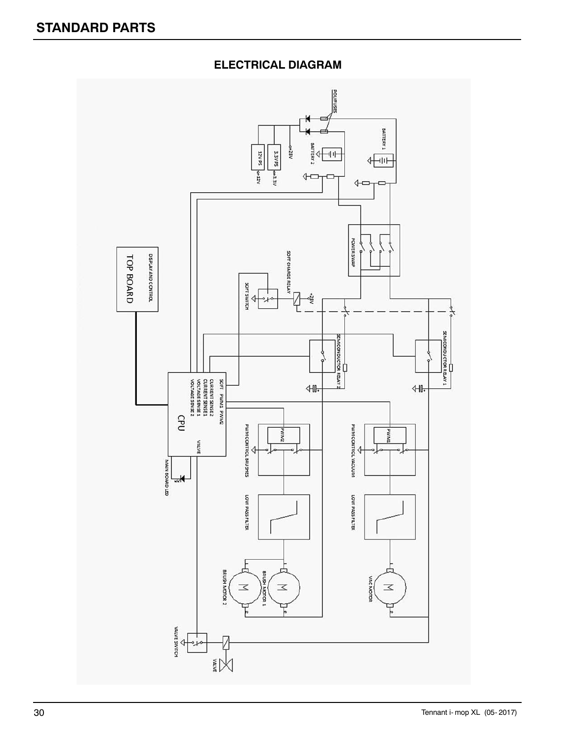# STANDARD PARTS

## ELECTRICAL DIAGRAM

POLYFUSES

BATTERY 1

BATTERY 2

+28V

3.3V PS

12V PS

+3.3V

+12V

POWER SWAP

SOFT CHARGE RELAY

+28V

SOFT SWITCH

DISPLAY AND CONTROL

TOP BOARD

SEMICONDUCTOR RELAY 2

SEMICONDUCTOR RELAY 1

SOFT PWM1 PWM2

CURRENT SENSE 2

CURRENT SENSE 1

VOLTAGE SENSE 1

VOLTAGE SENSE 2

CPU

VALVE

MAIN BOARD LED

PWM2

PWM CONTROL BRUSHES

PWM1

PWM CONTROL VACUUM

LOW PASS FILTER

LOW PASS FILTER

BRUSH MOTOR 1

BRUSH MOTOR 2

VAC MOTOR

VALVE SWITCH

VALVE